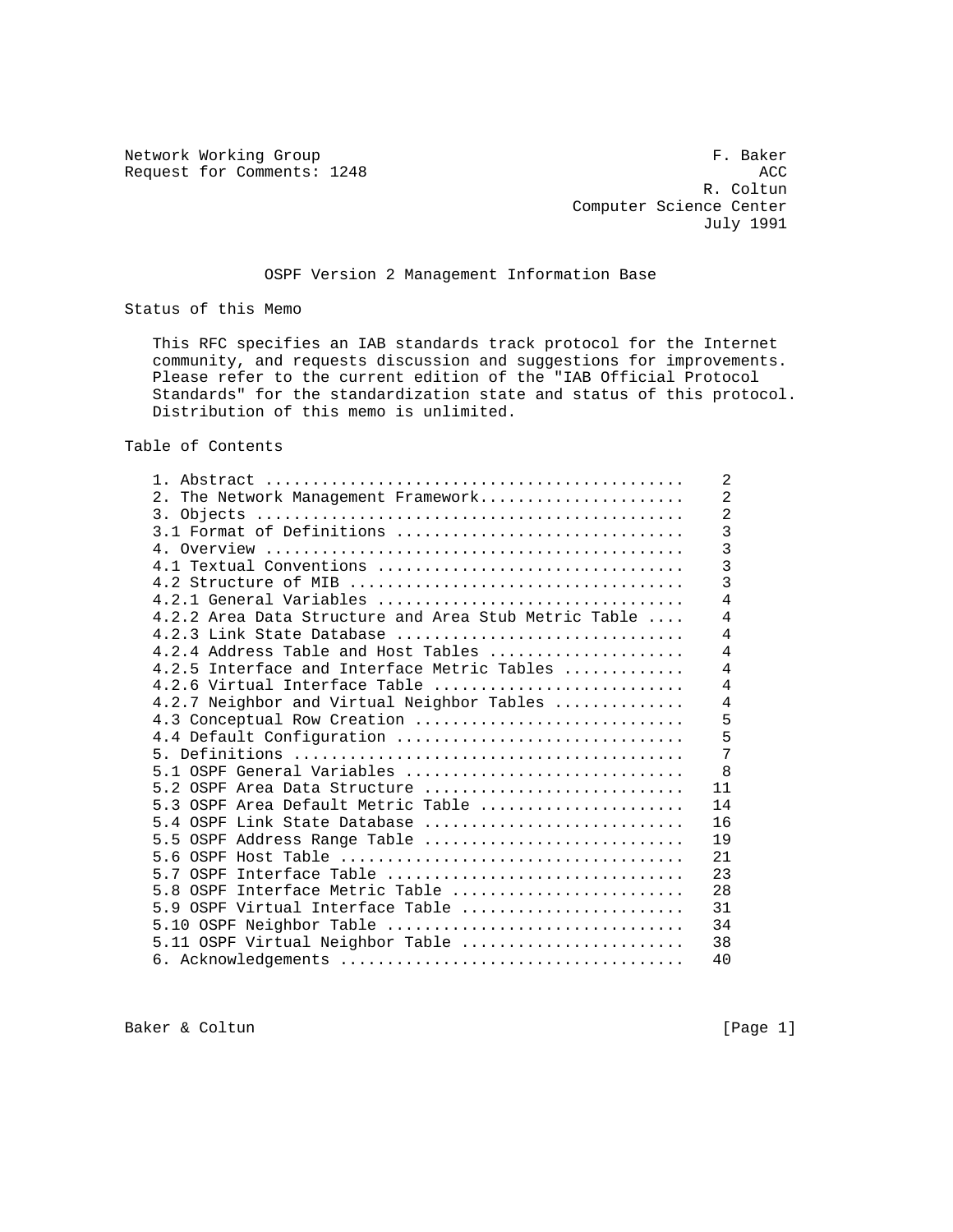Network Working Group                                           F. Baker
Request for Comments: 1248                                           ACC
                                                                R. Coltun
                                                 Computer Science Center
                                                               July 1991

# OSPF Version 2 Management Information Base

## Status of this Memo

This RFC specifies an IAB standards track protocol for the Internet community, and requests discussion and suggestions for improvements. Please refer to the current edition of the "IAB Official Protocol Standards" for the standardization state and status of this protocol. Distribution of this memo is unlimited.

## Table of Contents

```
1. Abstract ............................................    2
2. The Network Management Framework......................    2
3. Objects .............................................    2
3.1 Format of Definitions ..............................    3
4. Overview ............................................    3
4.1 Textual Conventions ................................    3
4.2 Structure of MIB ...................................    3
4.2.1 General Variables ................................    4
4.2.2 Area Data Structure and Area Stub Metric Table ....    4
4.2.3 Link State Database ..............................    4
4.2.4 Address Table and Host Tables ....................    4
4.2.5 Interface and Interface Metric Tables ............    4
4.2.6 Virtual Interface Table ..........................    4
4.2.7 Neighbor and Virtual Neighbor Tables .............    4
4.3 Conceptual Row Creation ............................    5
4.4 Default Configuration ..............................    5
5. Definitions .........................................    7
5.1 OSPF General Variables .............................    8
5.2 OSPF Area Data Structure ...........................   11
5.3 OSPF Area Default Metric Table .....................   14
5.4 OSPF Link State Database ...........................   16
5.5 OSPF Address Range Table ...........................   19
5.6 OSPF Host Table ....................................   21
5.7 OSPF Interface Table ...............................   23
5.8 OSPF Interface Metric Table ........................   28
5.9 OSPF Virtual Interface Table .......................   31
5.10 OSPF Neighbor Table ...............................   34
5.11 OSPF Virtual Neighbor Table .......................   38
6. Acknowledgements ....................................   40
```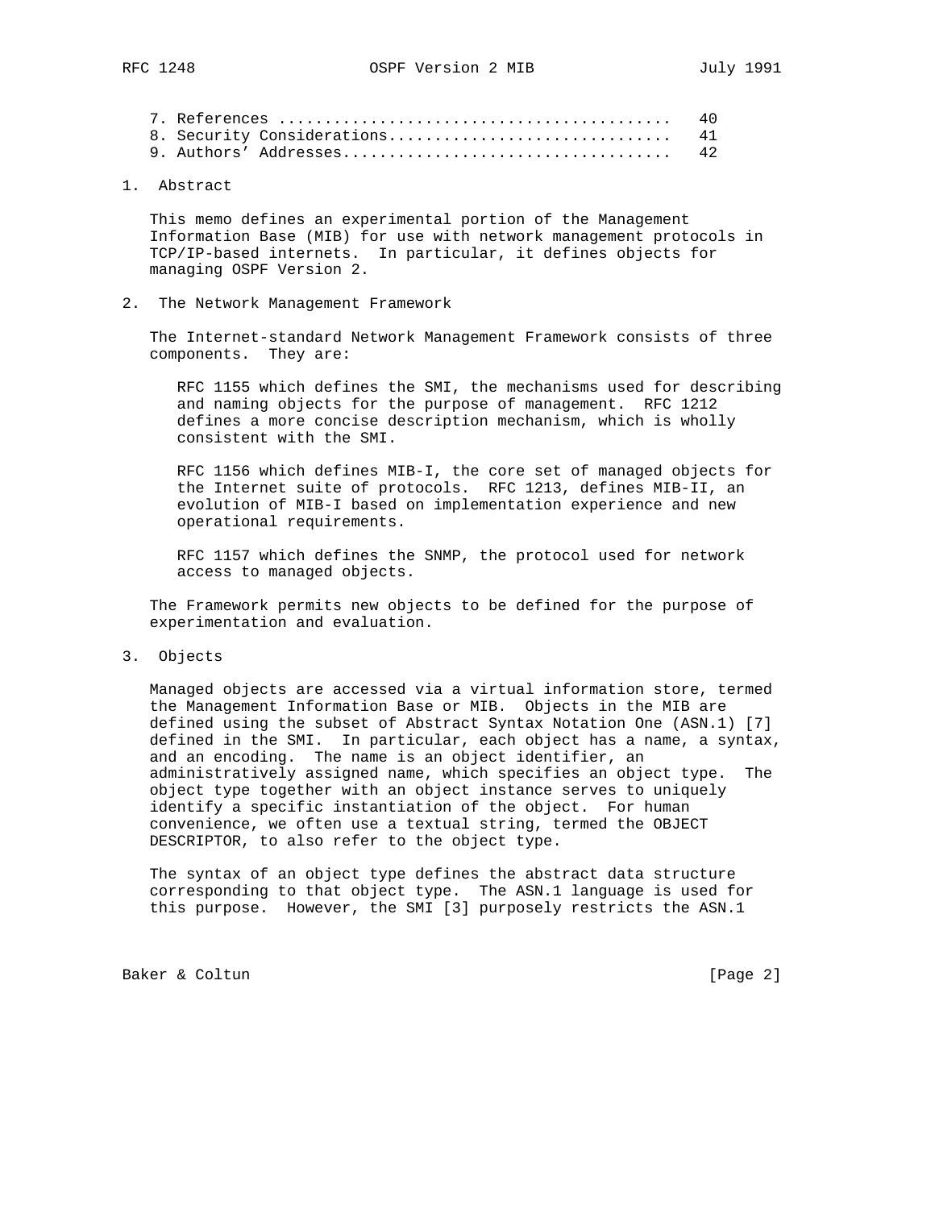7. References .......................................... 40
8. Security Considerations.............................. 41
9. Authors' Addresses................................... 42

## 1. Abstract

This memo defines an experimental portion of the Management Information Base (MIB) for use with network management protocols in TCP/IP-based internets. In particular, it defines objects for managing OSPF Version 2.

## 2. The Network Management Framework

The Internet-standard Network Management Framework consists of three components. They are:

RFC 1155 which defines the SMI, the mechanisms used for describing and naming objects for the purpose of management. RFC 1212 defines a more concise description mechanism, which is wholly consistent with the SMI.

RFC 1156 which defines MIB-I, the core set of managed objects for the Internet suite of protocols. RFC 1213, defines MIB-II, an evolution of MIB-I based on implementation experience and new operational requirements.

RFC 1157 which defines the SNMP, the protocol used for network access to managed objects.

The Framework permits new objects to be defined for the purpose of experimentation and evaluation.

## 3. Objects

Managed objects are accessed via a virtual information store, termed the Management Information Base or MIB. Objects in the MIB are defined using the subset of Abstract Syntax Notation One (ASN.1) [7] defined in the SMI. In particular, each object has a name, a syntax, and an encoding. The name is an object identifier, an administratively assigned name, which specifies an object type. The object type together with an object instance serves to uniquely identify a specific instantiation of the object. For human convenience, we often use a textual string, termed the OBJECT DESCRIPTOR, to also refer to the object type.

The syntax of an object type defines the abstract data structure corresponding to that object type. The ASN.1 language is used for this purpose. However, the SMI [3] purposely restricts the ASN.1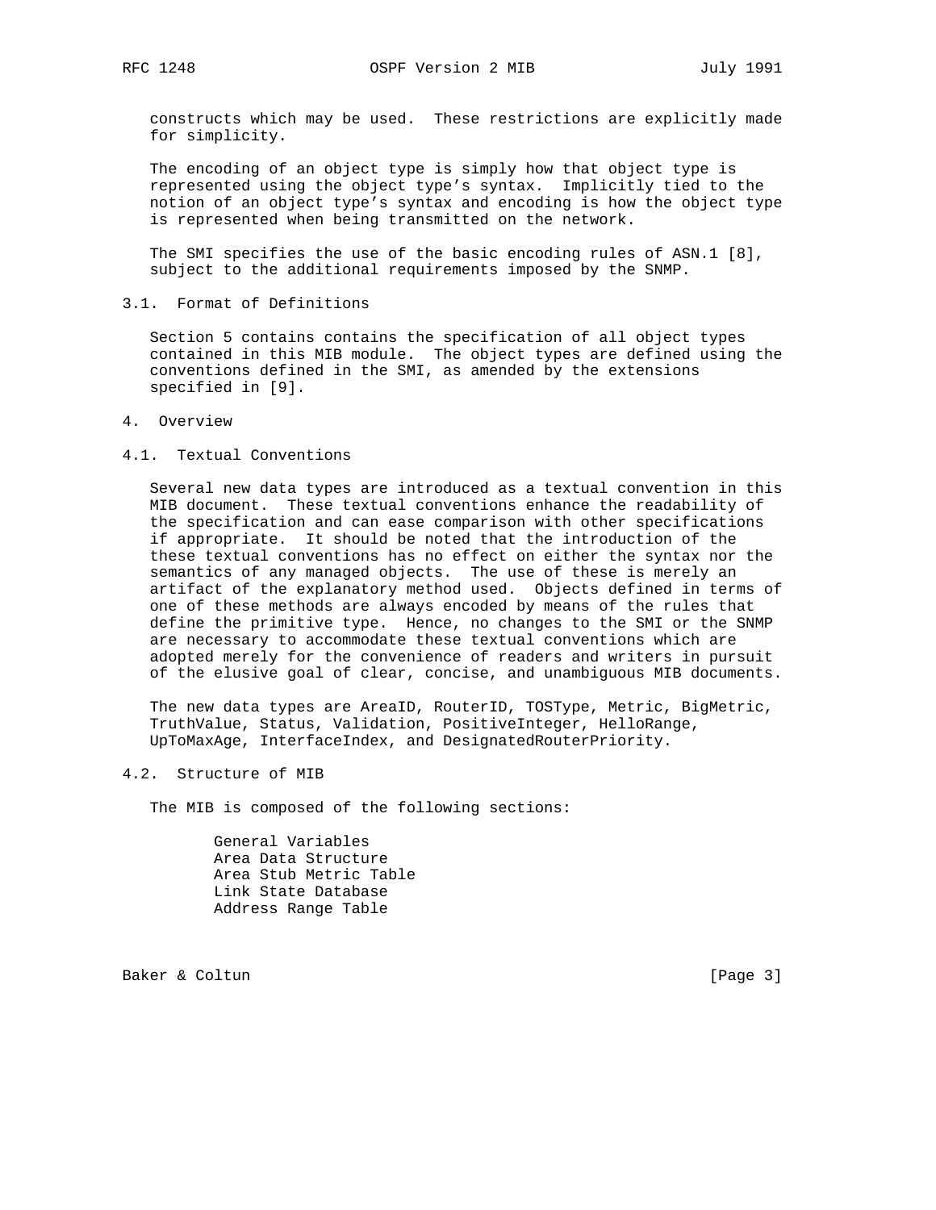constructs which may be used. These restrictions are explicitly made for simplicity.

The encoding of an object type is simply how that object type is represented using the object type's syntax. Implicitly tied to the notion of an object type's syntax and encoding is how the object type is represented when being transmitted on the network.

The SMI specifies the use of the basic encoding rules of ASN.1 [8], subject to the additional requirements imposed by the SNMP.

### 3.1. Format of Definitions

Section 5 contains contains the specification of all object types contained in this MIB module. The object types are defined using the conventions defined in the SMI, as amended by the extensions specified in [9].

## 4. Overview

### 4.1. Textual Conventions

Several new data types are introduced as a textual convention in this MIB document. These textual conventions enhance the readability of the specification and can ease comparison with other specifications if appropriate. It should be noted that the introduction of the these textual conventions has no effect on either the syntax nor the semantics of any managed objects. The use of these is merely an artifact of the explanatory method used. Objects defined in terms of one of these methods are always encoded by means of the rules that define the primitive type. Hence, no changes to the SMI or the SNMP are necessary to accommodate these textual conventions which are adopted merely for the convenience of readers and writers in pursuit of the elusive goal of clear, concise, and unambiguous MIB documents.

The new data types are AreaID, RouterID, TOSType, Metric, BigMetric, TruthValue, Status, Validation, PositiveInteger, HelloRange, UpToMaxAge, InterfaceIndex, and DesignatedRouterPriority.

### 4.2. Structure of MIB

The MIB is composed of the following sections:

- General Variables
- Area Data Structure
- Area Stub Metric Table
- Link State Database
- Address Range Table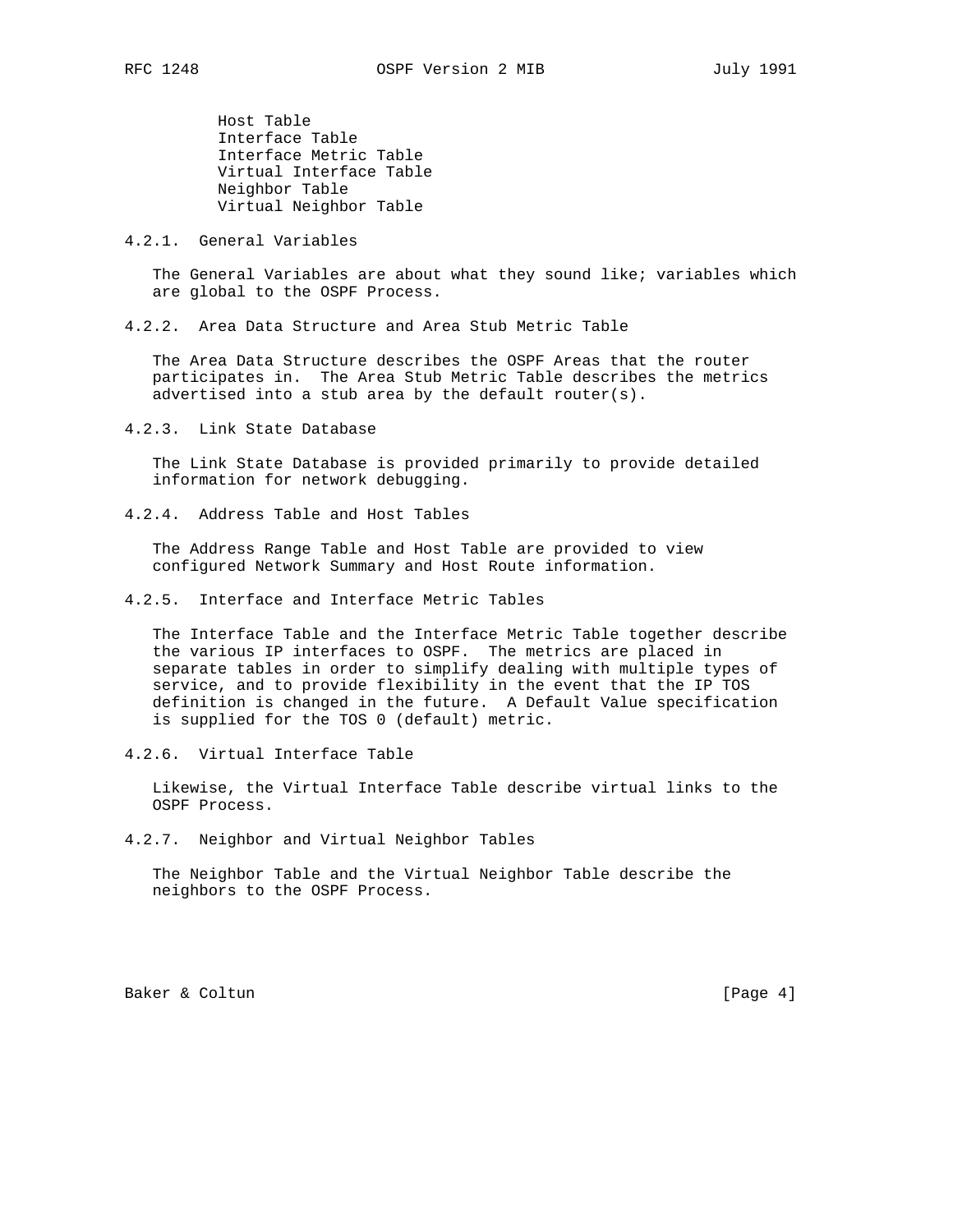- Host Table
- Interface Table
- Interface Metric Table
- Virtual Interface Table
- Neighbor Table
- Virtual Neighbor Table

### 4.2.1. General Variables

The General Variables are about what they sound like; variables which are global to the OSPF Process.

### 4.2.2. Area Data Structure and Area Stub Metric Table

The Area Data Structure describes the OSPF Areas that the router participates in. The Area Stub Metric Table describes the metrics advertised into a stub area by the default router(s).

### 4.2.3. Link State Database

The Link State Database is provided primarily to provide detailed information for network debugging.

### 4.2.4. Address Table and Host Tables

The Address Range Table and Host Table are provided to view configured Network Summary and Host Route information.

### 4.2.5. Interface and Interface Metric Tables

The Interface Table and the Interface Metric Table together describe the various IP interfaces to OSPF. The metrics are placed in separate tables in order to simplify dealing with multiple types of service, and to provide flexibility in the event that the IP TOS definition is changed in the future. A Default Value specification is supplied for the TOS 0 (default) metric.

### 4.2.6. Virtual Interface Table

Likewise, the Virtual Interface Table describe virtual links to the OSPF Process.

### 4.2.7. Neighbor and Virtual Neighbor Tables

The Neighbor Table and the Virtual Neighbor Table describe the neighbors to the OSPF Process.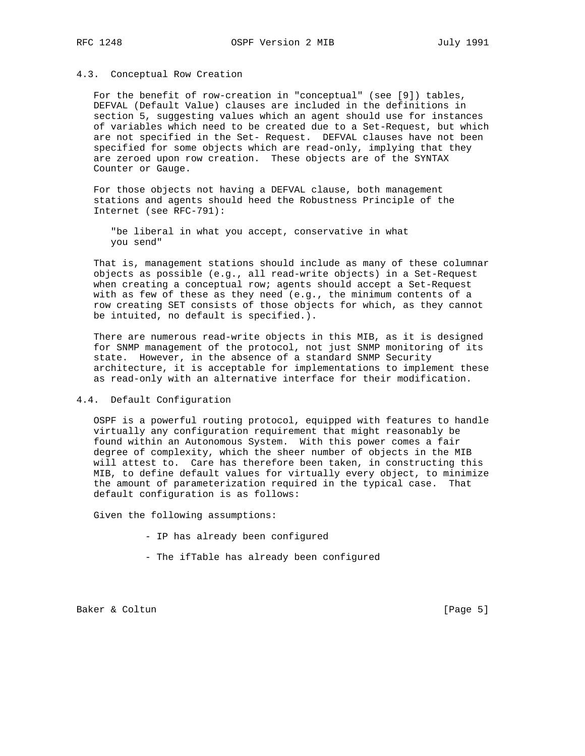### 4.3. Conceptual Row Creation

For the benefit of row-creation in "conceptual" (see [9]) tables, DEFVAL (Default Value) clauses are included in the definitions in section 5, suggesting values which an agent should use for instances of variables which need to be created due to a Set-Request, but which are not specified in the Set- Request. DEFVAL clauses have not been specified for some objects which are read-only, implying that they are zeroed upon row creation. These objects are of the SYNTAX Counter or Gauge.

For those objects not having a DEFVAL clause, both management stations and agents should heed the Robustness Principle of the Internet (see RFC-791):

> "be liberal in what you accept, conservative in what you send"

That is, management stations should include as many of these columnar objects as possible (e.g., all read-write objects) in a Set-Request when creating a conceptual row; agents should accept a Set-Request with as few of these as they need (e.g., the minimum contents of a row creating SET consists of those objects for which, as they cannot be intuited, no default is specified.).

There are numerous read-write objects in this MIB, as it is designed for SNMP management of the protocol, not just SNMP monitoring of its state. However, in the absence of a standard SNMP Security architecture, it is acceptable for implementations to implement these as read-only with an alternative interface for their modification.

### 4.4. Default Configuration

OSPF is a powerful routing protocol, equipped with features to handle virtually any configuration requirement that might reasonably be found within an Autonomous System. With this power comes a fair degree of complexity, which the sheer number of objects in the MIB will attest to. Care has therefore been taken, in constructing this MIB, to define default values for virtually every object, to minimize the amount of parameterization required in the typical case. That default configuration is as follows:

Given the following assumptions:

- IP has already been configured
- The ifTable has already been configured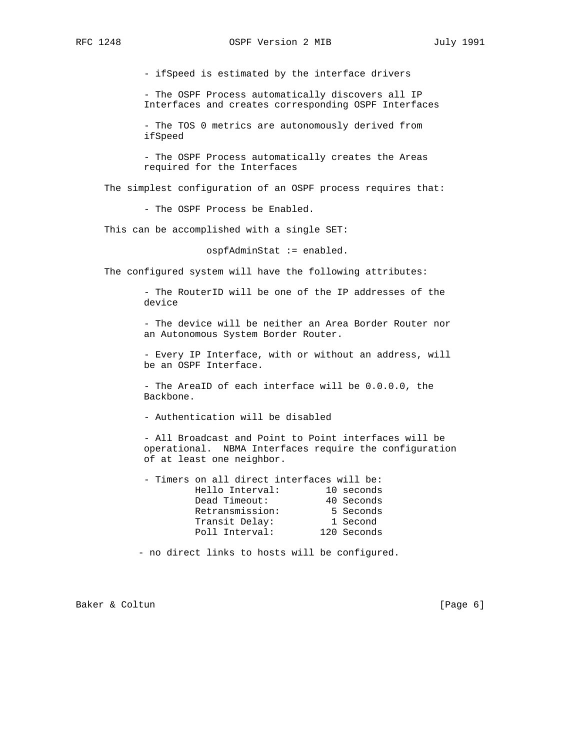- ifSpeed is estimated by the interface drivers

- The OSPF Process automatically discovers all IP Interfaces and creates corresponding OSPF Interfaces

- The TOS 0 metrics are autonomously derived from ifSpeed

- The OSPF Process automatically creates the Areas required for the Interfaces

The simplest configuration of an OSPF process requires that:

- The OSPF Process be Enabled.

This can be accomplished with a single SET:

```
ospfAdminStat := enabled.
```

The configured system will have the following attributes:

- The RouterID will be one of the IP addresses of the device

- The device will be neither an Area Border Router nor an Autonomous System Border Router.

- Every IP Interface, with or without an address, will be an OSPF Interface.

- The AreaID of each interface will be 0.0.0.0, the Backbone.

- Authentication will be disabled

- All Broadcast and Point to Point interfaces will be operational. NBMA Interfaces require the configuration of at least one neighbor.

- Timers on all direct interfaces will be:

```
Hello Interval:        10 seconds
Dead Timeout:          40 Seconds
Retransmission:         5 Seconds
Transit Delay:          1 Second
Poll Interval:        120 Seconds
```

- no direct links to hosts will be configured.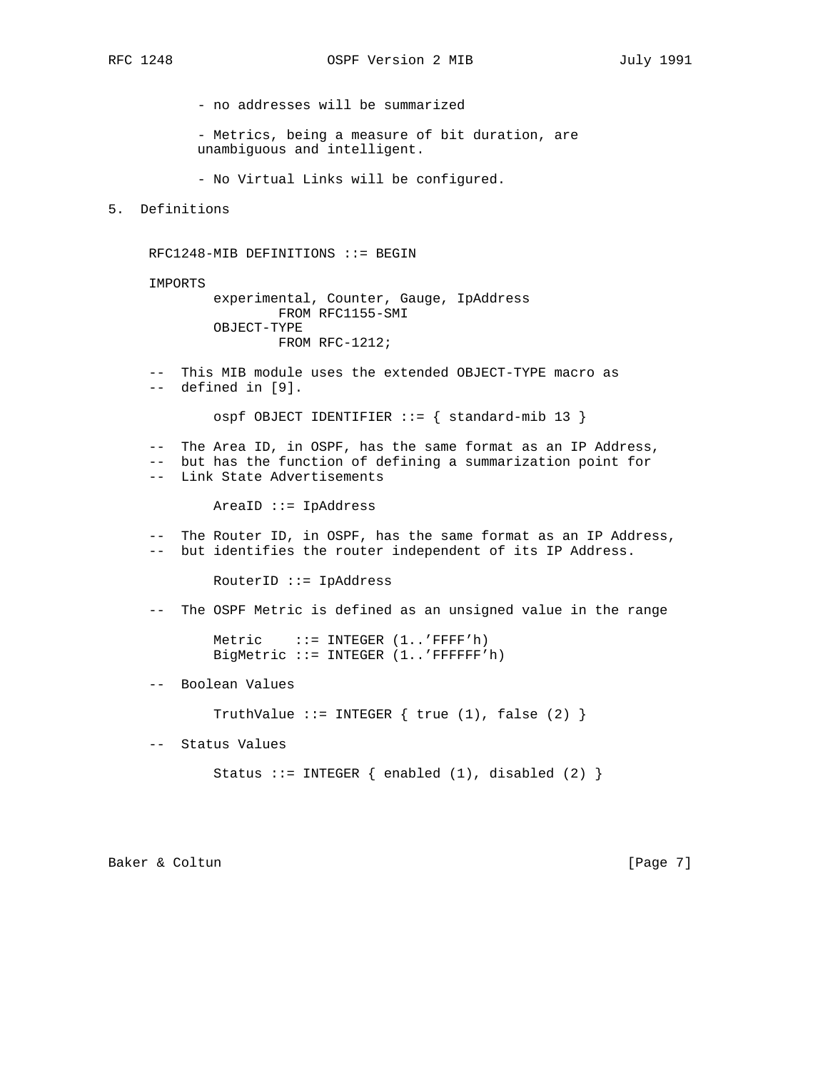- no addresses will be summarized

- Metrics, being a measure of bit duration, are unambiguous and intelligent.

- No Virtual Links will be configured.

## 5. Definitions

```
RFC1248-MIB DEFINITIONS ::= BEGIN

IMPORTS
        experimental, Counter, Gauge, IpAddress
                FROM RFC1155-SMI
        OBJECT-TYPE
                FROM RFC-1212;

--  This MIB module uses the extended OBJECT-TYPE macro as
--  defined in [9].

        ospf OBJECT IDENTIFIER ::= { standard-mib 13 }

--  The Area ID, in OSPF, has the same format as an IP Address,
--  but has the function of defining a summarization point for
--  Link State Advertisements

        AreaID ::= IpAddress

--  The Router ID, in OSPF, has the same format as an IP Address,
--  but identifies the router independent of its IP Address.

        RouterID ::= IpAddress

--  The OSPF Metric is defined as an unsigned value in the range

        Metric    ::= INTEGER (1..'FFFF'h)
        BigMetric ::= INTEGER (1..'FFFFFF'h)

--  Boolean Values

        TruthValue ::= INTEGER { true (1), false (2) }

--  Status Values

        Status ::= INTEGER { enabled (1), disabled (2) }
```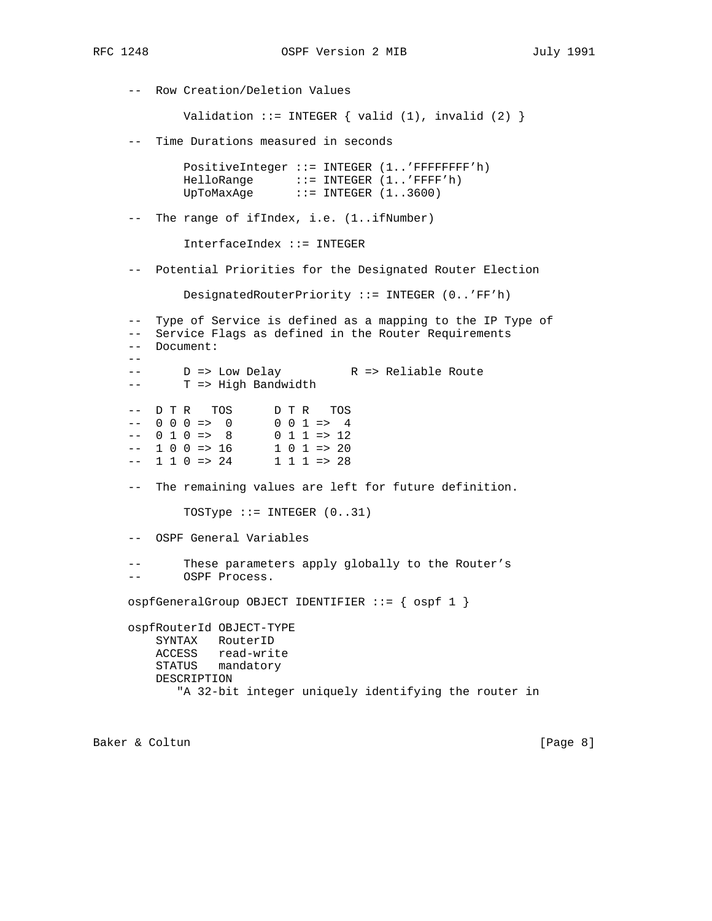```
     --  Row Creation/Deletion Values

             Validation ::= INTEGER { valid (1), invalid (2) }

     --  Time Durations measured in seconds

             PositiveInteger ::= INTEGER (1..'FFFFFFFF'h)
             HelloRange      ::= INTEGER (1..'FFFF'h)
             UpToMaxAge      ::= INTEGER (1..3600)

     --  The range of ifIndex, i.e. (1..ifNumber)

             InterfaceIndex ::= INTEGER

     --  Potential Priorities for the Designated Router Election

             DesignatedRouterPriority ::= INTEGER (0..'FF'h)

     --  Type of Service is defined as a mapping to the IP Type of
     --  Service Flags as defined in the Router Requirements
     --  Document:
     --
     --      D => Low Delay          R => Reliable Route
     --      T => High Bandwidth

     --  D T R   TOS      D T R   TOS
     --  0 0 0 =>  0      0 0 1 =>  4
     --  0 1 0 =>  8      0 1 1 => 12
     --  1 0 0 => 16      1 0 1 => 20
     --  1 1 0 => 24      1 1 1 => 28

     --  The remaining values are left for future definition.

             TOSType ::= INTEGER (0..31)

     --  OSPF General Variables

     --      These parameters apply globally to the Router's
     --      OSPF Process.

     ospfGeneralGroup OBJECT IDENTIFIER ::= { ospf 1 }

     ospfRouterId OBJECT-TYPE
         SYNTAX   RouterID
         ACCESS   read-write
         STATUS   mandatory
         DESCRIPTION
            "A 32-bit integer uniquely identifying the router in
```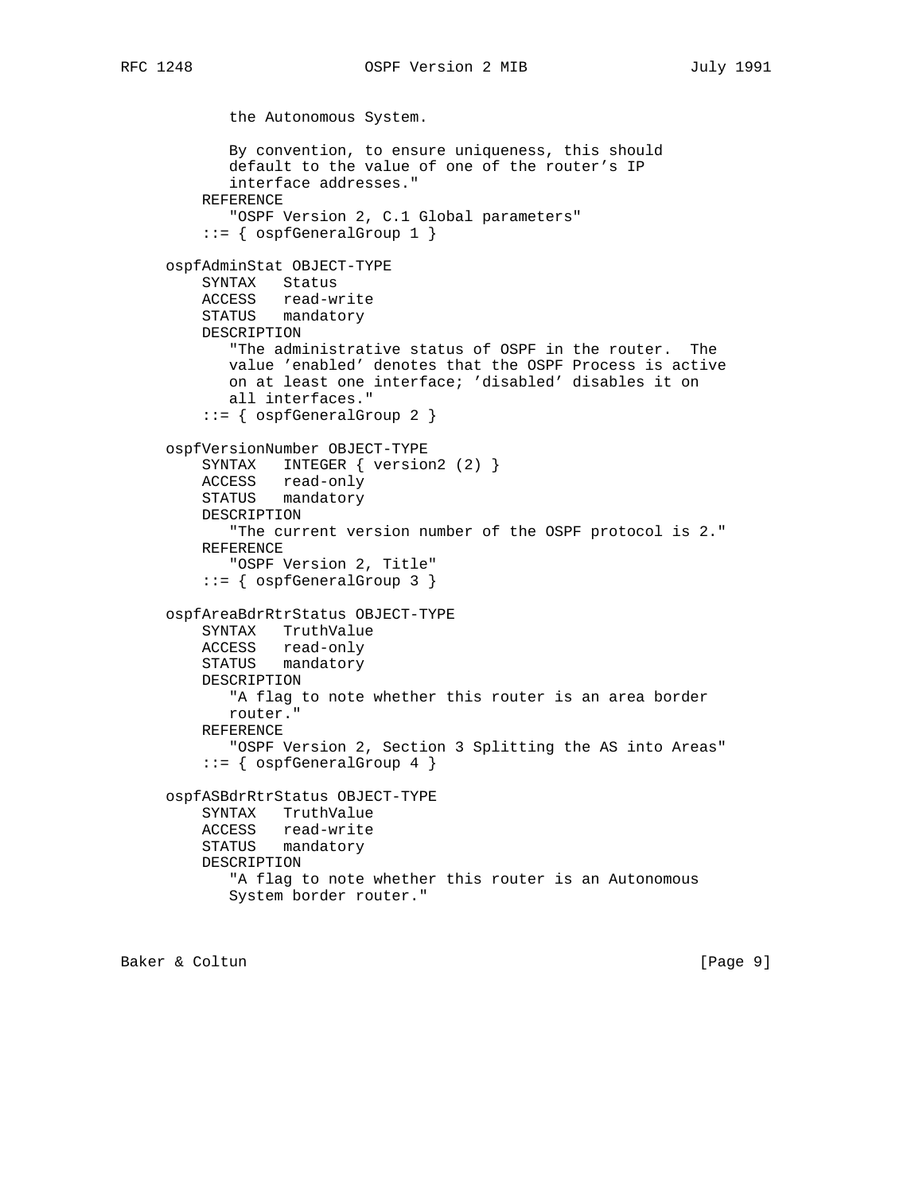```
               the Autonomous System.

               By convention, to ensure uniqueness, this should
               default to the value of one of the router's IP
               interface addresses."
           REFERENCE
               "OSPF Version 2, C.1 Global parameters"
           ::= { ospfGeneralGroup 1 }

       ospfAdminStat OBJECT-TYPE
           SYNTAX   Status
           ACCESS   read-write
           STATUS   mandatory
           DESCRIPTION
               "The administrative status of OSPF in the router.  The
               value 'enabled' denotes that the OSPF Process is active
               on at least one interface; 'disabled' disables it on
               all interfaces."
           ::= { ospfGeneralGroup 2 }

       ospfVersionNumber OBJECT-TYPE
           SYNTAX   INTEGER { version2 (2) }
           ACCESS   read-only
           STATUS   mandatory
           DESCRIPTION
               "The current version number of the OSPF protocol is 2."
           REFERENCE
               "OSPF Version 2, Title"
           ::= { ospfGeneralGroup 3 }

       ospfAreaBdrRtrStatus OBJECT-TYPE
           SYNTAX   TruthValue
           ACCESS   read-only
           STATUS   mandatory
           DESCRIPTION
               "A flag to note whether this router is an area border
               router."
           REFERENCE
               "OSPF Version 2, Section 3 Splitting the AS into Areas"
           ::= { ospfGeneralGroup 4 }

       ospfASBdrRtrStatus OBJECT-TYPE
           SYNTAX   TruthValue
           ACCESS   read-write
           STATUS   mandatory
           DESCRIPTION
               "A flag to note whether this router is an Autonomous
               System border router."
```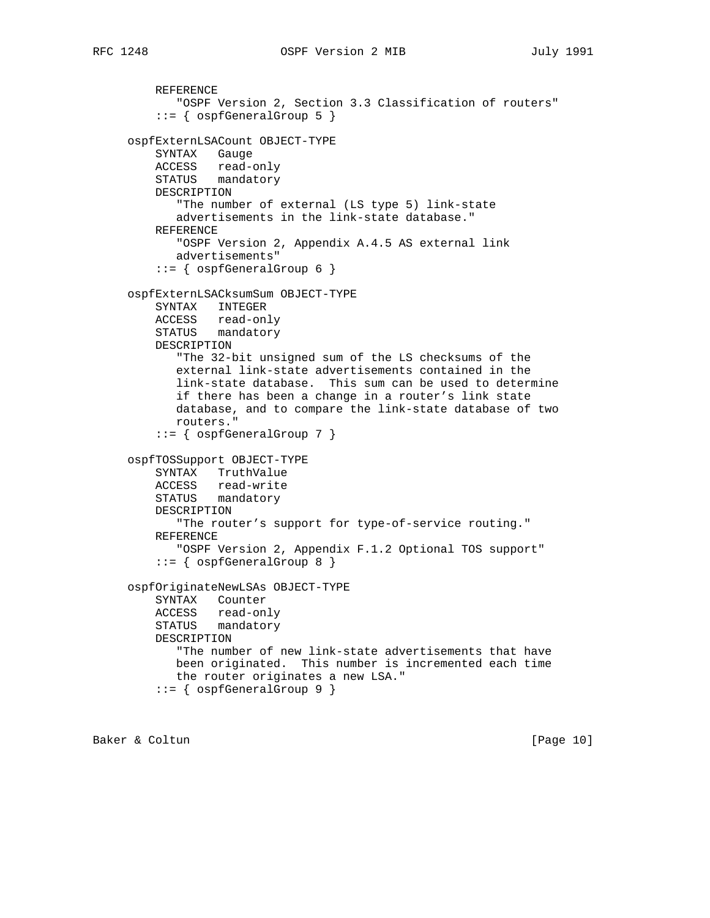```
        REFERENCE
           "OSPF Version 2, Section 3.3 Classification of routers"
        ::= { ospfGeneralGroup 5 }

    ospfExternLSACount OBJECT-TYPE
        SYNTAX   Gauge
        ACCESS   read-only
        STATUS   mandatory
        DESCRIPTION
           "The number of external (LS type 5) link-state
           advertisements in the link-state database."
        REFERENCE
           "OSPF Version 2, Appendix A.4.5 AS external link
           advertisements"
        ::= { ospfGeneralGroup 6 }

    ospfExternLSACksumSum OBJECT-TYPE
        SYNTAX   INTEGER
        ACCESS   read-only
        STATUS   mandatory
        DESCRIPTION
           "The 32-bit unsigned sum of the LS checksums of the
           external link-state advertisements contained in the
           link-state database.  This sum can be used to determine
           if there has been a change in a router's link state
           database, and to compare the link-state database of two
           routers."
        ::= { ospfGeneralGroup 7 }

    ospfTOSSupport OBJECT-TYPE
        SYNTAX   TruthValue
        ACCESS   read-write
        STATUS   mandatory
        DESCRIPTION
           "The router's support for type-of-service routing."
        REFERENCE
           "OSPF Version 2, Appendix F.1.2 Optional TOS support"
        ::= { ospfGeneralGroup 8 }

    ospfOriginateNewLSAs OBJECT-TYPE
        SYNTAX   Counter
        ACCESS   read-only
        STATUS   mandatory
        DESCRIPTION
           "The number of new link-state advertisements that have
           been originated.  This number is incremented each time
           the router originates a new LSA."
        ::= { ospfGeneralGroup 9 }
```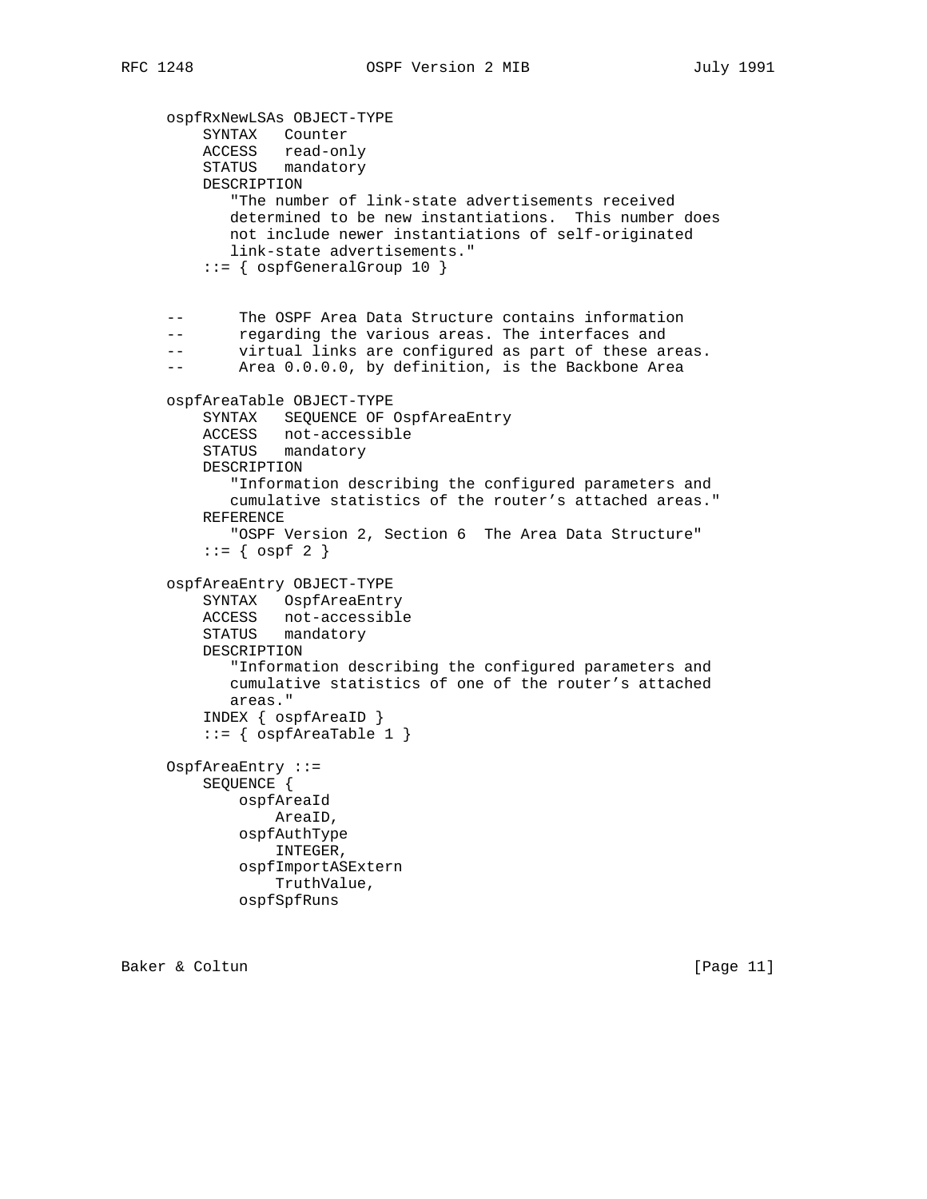```
ospfRxNewLSAs OBJECT-TYPE
    SYNTAX   Counter
    ACCESS   read-only
    STATUS   mandatory
    DESCRIPTION
       "The number of link-state advertisements received
       determined to be new instantiations.  This number does
       not include newer instantiations of self-originated
       link-state advertisements."
    ::= { ospfGeneralGroup 10 }


--      The OSPF Area Data Structure contains information
--      regarding the various areas. The interfaces and
--      virtual links are configured as part of these areas.
--      Area 0.0.0.0, by definition, is the Backbone Area

ospfAreaTable OBJECT-TYPE
    SYNTAX   SEQUENCE OF OspfAreaEntry
    ACCESS   not-accessible
    STATUS   mandatory
    DESCRIPTION
       "Information describing the configured parameters and
       cumulative statistics of the router's attached areas."
    REFERENCE
       "OSPF Version 2, Section 6  The Area Data Structure"
    ::= { ospf 2 }

ospfAreaEntry OBJECT-TYPE
    SYNTAX   OspfAreaEntry
    ACCESS   not-accessible
    STATUS   mandatory
    DESCRIPTION
       "Information describing the configured parameters and
       cumulative statistics of one of the router's attached
       areas."
    INDEX { ospfAreaID }
    ::= { ospfAreaTable 1 }

OspfAreaEntry ::=
    SEQUENCE {
        ospfAreaId
            AreaID,
        ospfAuthType
            INTEGER,
        ospfImportASExtern
            TruthValue,
        ospfSpfRuns
```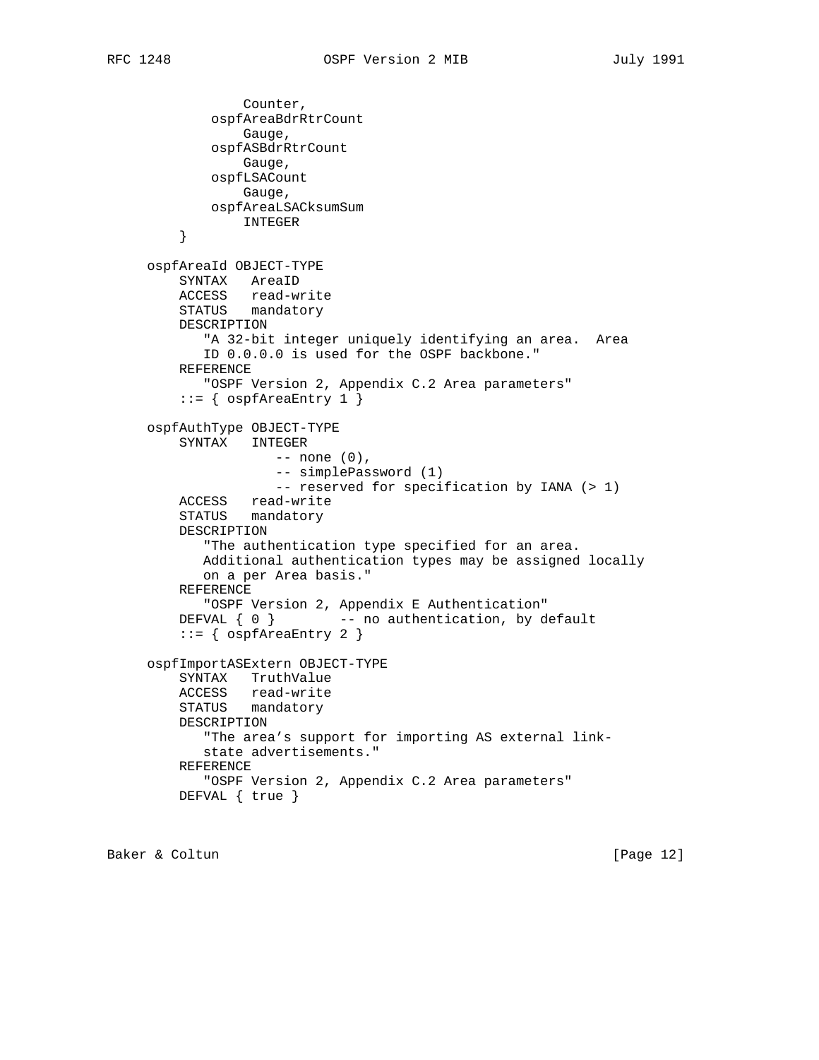```
                Counter,
            ospfAreaBdrRtrCount
                Gauge,
            ospfASBdrRtrCount
                Gauge,
            ospfLSACount
                Gauge,
            ospfAreaLSACksumSum
                INTEGER
        }

    ospfAreaId OBJECT-TYPE
        SYNTAX   AreaID
        ACCESS   read-write
        STATUS   mandatory
        DESCRIPTION
           "A 32-bit integer uniquely identifying an area.  Area
           ID 0.0.0.0 is used for the OSPF backbone."
        REFERENCE
           "OSPF Version 2, Appendix C.2 Area parameters"
        ::= { ospfAreaEntry 1 }

    ospfAuthType OBJECT-TYPE
        SYNTAX   INTEGER
                    -- none (0),
                    -- simplePassword (1)
                    -- reserved for specification by IANA (> 1)
        ACCESS   read-write
        STATUS   mandatory
        DESCRIPTION
           "The authentication type specified for an area.
           Additional authentication types may be assigned locally
           on a per Area basis."
        REFERENCE
           "OSPF Version 2, Appendix E Authentication"
        DEFVAL { 0 }        -- no authentication, by default
        ::= { ospfAreaEntry 2 }

    ospfImportASExtern OBJECT-TYPE
        SYNTAX   TruthValue
        ACCESS   read-write
        STATUS   mandatory
        DESCRIPTION
           "The area's support for importing AS external link-
           state advertisements."
        REFERENCE
           "OSPF Version 2, Appendix C.2 Area parameters"
        DEFVAL { true }
```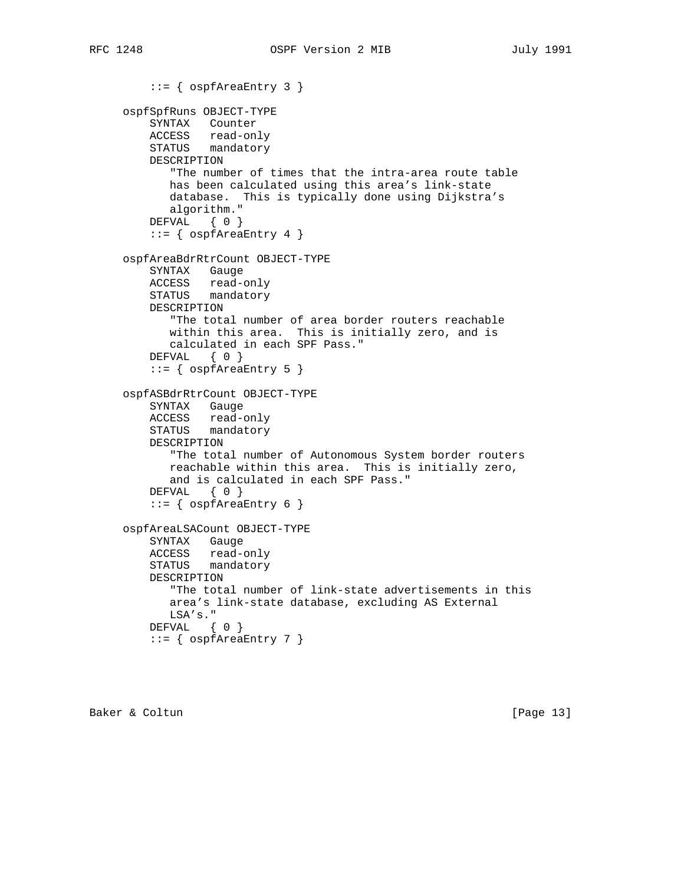```
         ::= { ospfAreaEntry 3 }

     ospfSpfRuns OBJECT-TYPE
         SYNTAX   Counter
         ACCESS   read-only
         STATUS   mandatory
         DESCRIPTION
            "The number of times that the intra-area route table
            has been calculated using this area's link-state
            database.  This is typically done using Dijkstra's
            algorithm."
         DEFVAL   { 0 }
         ::= { ospfAreaEntry 4 }

     ospfAreaBdrRtrCount OBJECT-TYPE
         SYNTAX   Gauge
         ACCESS   read-only
         STATUS   mandatory
         DESCRIPTION
            "The total number of area border routers reachable
            within this area.  This is initially zero, and is
            calculated in each SPF Pass."
         DEFVAL   { 0 }
         ::= { ospfAreaEntry 5 }

     ospfASBdrRtrCount OBJECT-TYPE
         SYNTAX   Gauge
         ACCESS   read-only
         STATUS   mandatory
         DESCRIPTION
            "The total number of Autonomous System border routers
            reachable within this area.  This is initially zero,
            and is calculated in each SPF Pass."
         DEFVAL   { 0 }
         ::= { ospfAreaEntry 6 }

     ospfAreaLSACount OBJECT-TYPE
         SYNTAX   Gauge
         ACCESS   read-only
         STATUS   mandatory
         DESCRIPTION
            "The total number of link-state advertisements in this
            area's link-state database, excluding AS External
            LSA's."
         DEFVAL   { 0 }
         ::= { ospfAreaEntry 7 }
```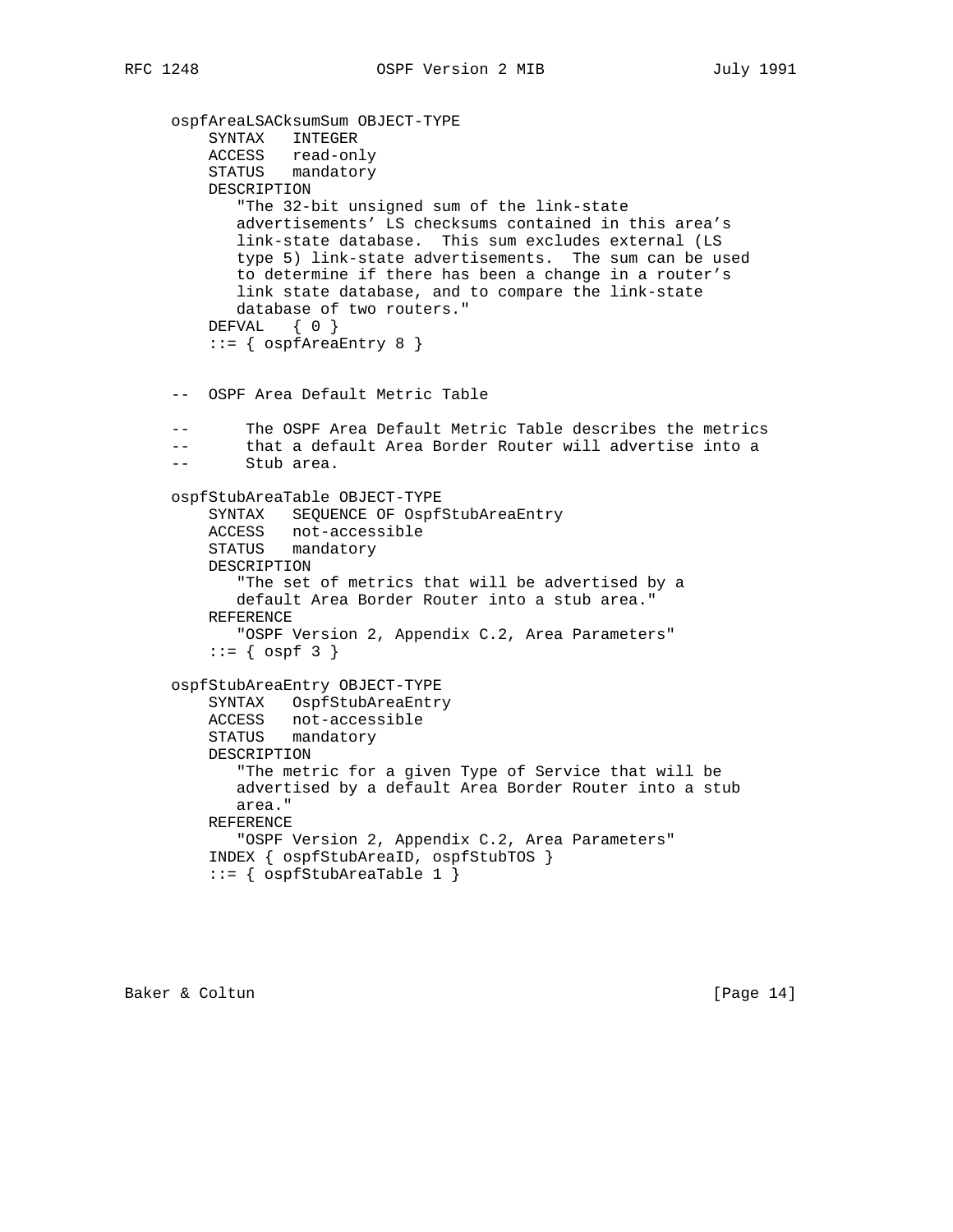```
ospfAreaLSACksumSum OBJECT-TYPE
    SYNTAX   INTEGER
    ACCESS   read-only
    STATUS   mandatory
    DESCRIPTION
       "The 32-bit unsigned sum of the link-state
       advertisements' LS checksums contained in this area's
       link-state database.  This sum excludes external (LS
       type 5) link-state advertisements.  The sum can be used
       to determine if there has been a change in a router's
       link state database, and to compare the link-state
       database of two routers."
    DEFVAL   { 0 }
    ::= { ospfAreaEntry 8 }


--  OSPF Area Default Metric Table

--      The OSPF Area Default Metric Table describes the metrics
--      that a default Area Border Router will advertise into a
--      Stub area.

ospfStubAreaTable OBJECT-TYPE
    SYNTAX   SEQUENCE OF OspfStubAreaEntry
    ACCESS   not-accessible
    STATUS   mandatory
    DESCRIPTION
       "The set of metrics that will be advertised by a
       default Area Border Router into a stub area."
    REFERENCE
       "OSPF Version 2, Appendix C.2, Area Parameters"
    ::= { ospf 3 }

ospfStubAreaEntry OBJECT-TYPE
    SYNTAX   OspfStubAreaEntry
    ACCESS   not-accessible
    STATUS   mandatory
    DESCRIPTION
       "The metric for a given Type of Service that will be
       advertised by a default Area Border Router into a stub
       area."
    REFERENCE
       "OSPF Version 2, Appendix C.2, Area Parameters"
    INDEX { ospfStubAreaID, ospfStubTOS }
    ::= { ospfStubAreaTable 1 }
```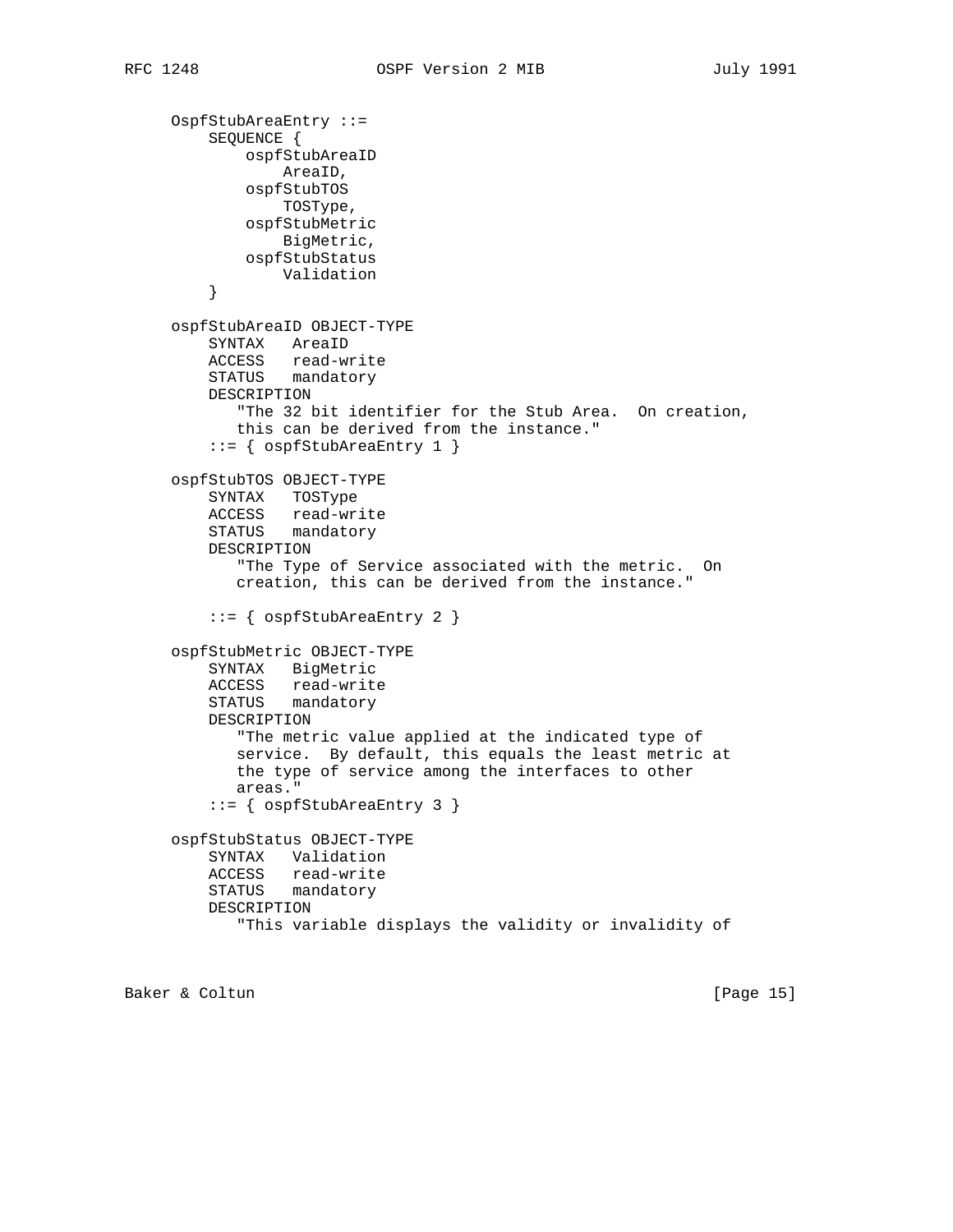```
OspfStubAreaEntry ::=
    SEQUENCE {
        ospfStubAreaID
            AreaID,
        ospfStubTOS
            TOSType,
        ospfStubMetric
            BigMetric,
        ospfStubStatus
            Validation
    }

ospfStubAreaID OBJECT-TYPE
    SYNTAX   AreaID
    ACCESS   read-write
    STATUS   mandatory
    DESCRIPTION
       "The 32 bit identifier for the Stub Area.  On creation,
       this can be derived from the instance."
    ::= { ospfStubAreaEntry 1 }

ospfStubTOS OBJECT-TYPE
    SYNTAX   TOSType
    ACCESS   read-write
    STATUS   mandatory
    DESCRIPTION
       "The Type of Service associated with the metric.  On
       creation, this can be derived from the instance."

    ::= { ospfStubAreaEntry 2 }

ospfStubMetric OBJECT-TYPE
    SYNTAX   BigMetric
    ACCESS   read-write
    STATUS   mandatory
    DESCRIPTION
       "The metric value applied at the indicated type of
       service.  By default, this equals the least metric at
       the type of service among the interfaces to other
       areas."
    ::= { ospfStubAreaEntry 3 }

ospfStubStatus OBJECT-TYPE
    SYNTAX   Validation
    ACCESS   read-write
    STATUS   mandatory
    DESCRIPTION
       "This variable displays the validity or invalidity of
```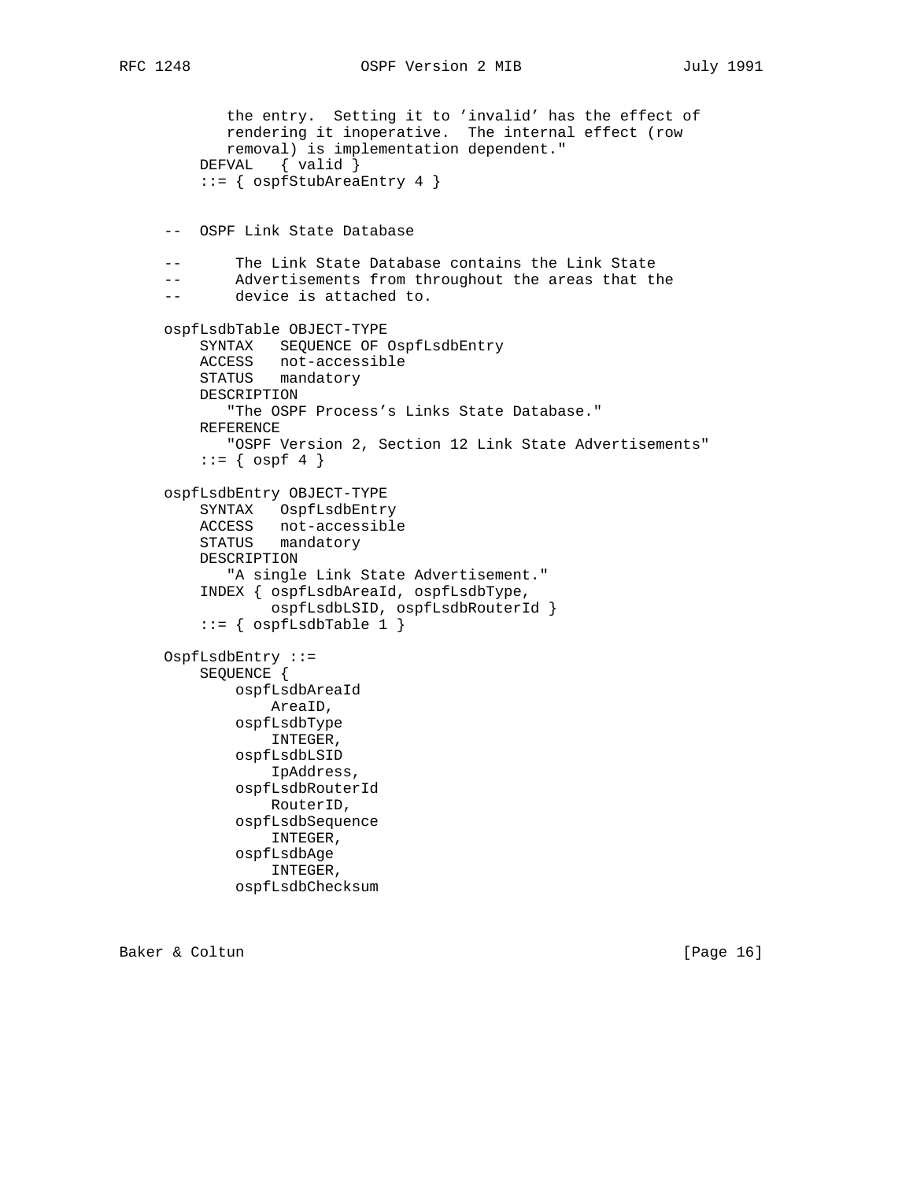```
           the entry.  Setting it to 'invalid' has the effect of
           rendering it inoperative.  The internal effect (row
           removal) is implementation dependent."
        DEFVAL   { valid }
        ::= { ospfStubAreaEntry 4 }


    --  OSPF Link State Database

    --       The Link State Database contains the Link State
    --       Advertisements from throughout the areas that the
    --       device is attached to.

    ospfLsdbTable OBJECT-TYPE
        SYNTAX   SEQUENCE OF OspfLsdbEntry
        ACCESS   not-accessible
        STATUS   mandatory
        DESCRIPTION
           "The OSPF Process's Links State Database."
        REFERENCE
           "OSPF Version 2, Section 12 Link State Advertisements"
        ::= { ospf 4 }

    ospfLsdbEntry OBJECT-TYPE
        SYNTAX   OspfLsdbEntry
        ACCESS   not-accessible
        STATUS   mandatory
        DESCRIPTION
           "A single Link State Advertisement."
        INDEX { ospfLsdbAreaId, ospfLsdbType,
                ospfLsdbLSID, ospfLsdbRouterId }
        ::= { ospfLsdbTable 1 }

    OspfLsdbEntry ::=
        SEQUENCE {
            ospfLsdbAreaId
                AreaID,
            ospfLsdbType
                INTEGER,
            ospfLsdbLSID
                IpAddress,
            ospfLsdbRouterId
                RouterID,
            ospfLsdbSequence
                INTEGER,
            ospfLsdbAge
                INTEGER,
            ospfLsdbChecksum
```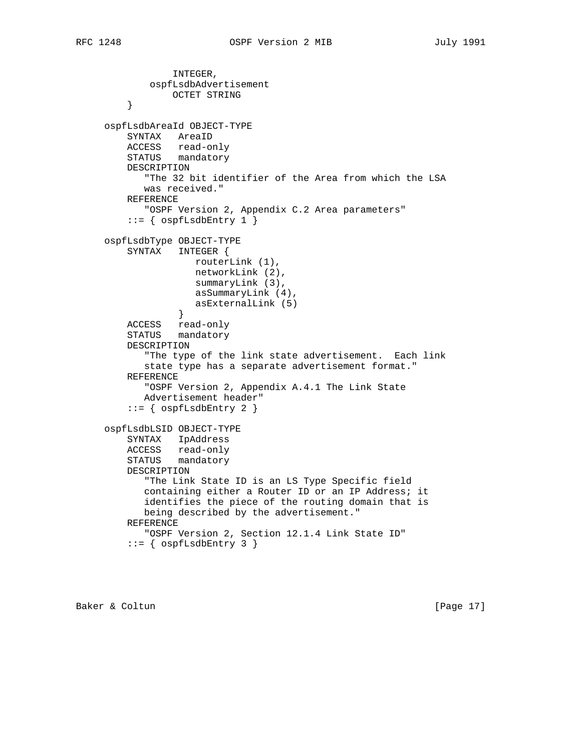```
                INTEGER,
             ospfLsdbAdvertisement
                OCTET STRING
         }

     ospfLsdbAreaId OBJECT-TYPE
         SYNTAX   AreaID
         ACCESS   read-only
         STATUS   mandatory
         DESCRIPTION
            "The 32 bit identifier of the Area from which the LSA
            was received."
         REFERENCE
            "OSPF Version 2, Appendix C.2 Area parameters"
         ::= { ospfLsdbEntry 1 }

     ospfLsdbType OBJECT-TYPE
         SYNTAX   INTEGER {
                     routerLink (1),
                     networkLink (2),
                     summaryLink (3),
                     asSummaryLink (4),
                     asExternalLink (5)
                  }
         ACCESS   read-only
         STATUS   mandatory
         DESCRIPTION
            "The type of the link state advertisement.  Each link
            state type has a separate advertisement format."
         REFERENCE
            "OSPF Version 2, Appendix A.4.1 The Link State
            Advertisement header"
         ::= { ospfLsdbEntry 2 }

     ospfLsdbLSID OBJECT-TYPE
         SYNTAX   IpAddress
         ACCESS   read-only
         STATUS   mandatory
         DESCRIPTION
            "The Link State ID is an LS Type Specific field
            containing either a Router ID or an IP Address; it
            identifies the piece of the routing domain that is
            being described by the advertisement."
         REFERENCE
            "OSPF Version 2, Section 12.1.4 Link State ID"
         ::= { ospfLsdbEntry 3 }
```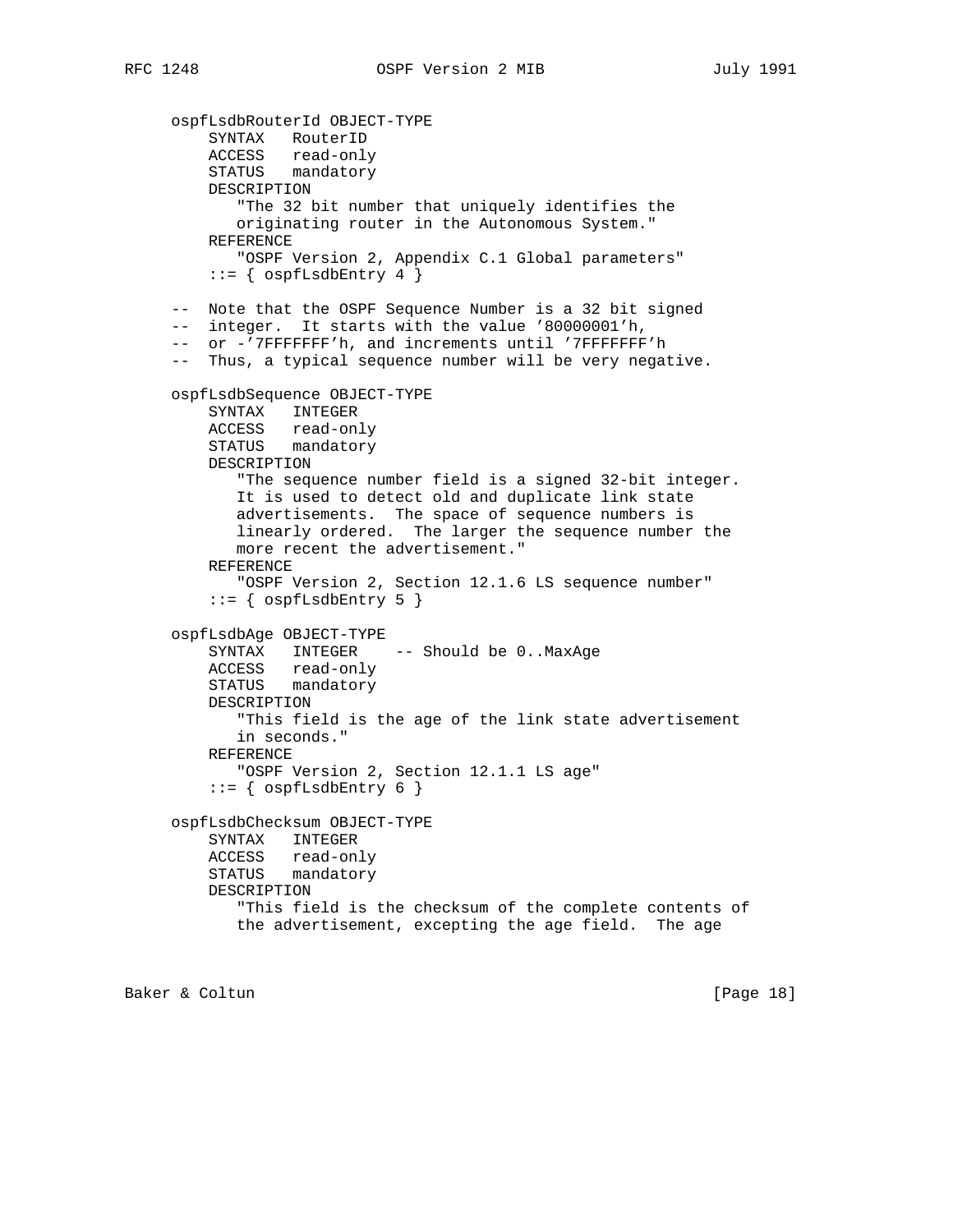```
ospfLsdbRouterId OBJECT-TYPE
    SYNTAX   RouterID
    ACCESS   read-only
    STATUS   mandatory
    DESCRIPTION
       "The 32 bit number that uniquely identifies the
       originating router in the Autonomous System."
    REFERENCE
       "OSPF Version 2, Appendix C.1 Global parameters"
    ::= { ospfLsdbEntry 4 }

--  Note that the OSPF Sequence Number is a 32 bit signed
--  integer.  It starts with the value '80000001'h,
--  or -'7FFFFFFF'h, and increments until '7FFFFFFF'h
--  Thus, a typical sequence number will be very negative.

ospfLsdbSequence OBJECT-TYPE
    SYNTAX   INTEGER
    ACCESS   read-only
    STATUS   mandatory
    DESCRIPTION
       "The sequence number field is a signed 32-bit integer.
       It is used to detect old and duplicate link state
       advertisements.  The space of sequence numbers is
       linearly ordered.  The larger the sequence number the
       more recent the advertisement."
    REFERENCE
       "OSPF Version 2, Section 12.1.6 LS sequence number"
    ::= { ospfLsdbEntry 5 }

ospfLsdbAge OBJECT-TYPE
    SYNTAX   INTEGER    -- Should be 0..MaxAge
    ACCESS   read-only
    STATUS   mandatory
    DESCRIPTION
       "This field is the age of the link state advertisement
       in seconds."
    REFERENCE
       "OSPF Version 2, Section 12.1.1 LS age"
    ::= { ospfLsdbEntry 6 }

ospfLsdbChecksum OBJECT-TYPE
    SYNTAX   INTEGER
    ACCESS   read-only
    STATUS   mandatory
    DESCRIPTION
       "This field is the checksum of the complete contents of
       the advertisement, excepting the age field.  The age
```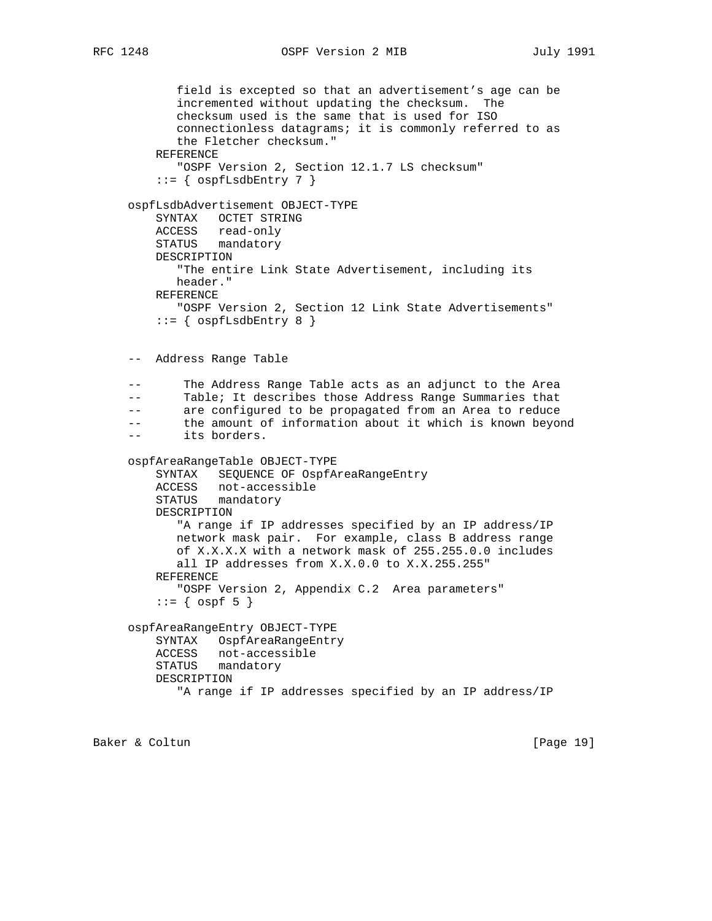```
            field is excepted so that an advertisement's age can be
            incremented without updating the checksum.  The
            checksum used is the same that is used for ISO
            connectionless datagrams; it is commonly referred to as
            the Fletcher checksum."
        REFERENCE
            "OSPF Version 2, Section 12.1.7 LS checksum"
        ::= { ospfLsdbEntry 7 }

    ospfLsdbAdvertisement OBJECT-TYPE
        SYNTAX   OCTET STRING
        ACCESS   read-only
        STATUS   mandatory
        DESCRIPTION
            "The entire Link State Advertisement, including its
            header."
        REFERENCE
            "OSPF Version 2, Section 12 Link State Advertisements"
        ::= { ospfLsdbEntry 8 }


    --  Address Range Table

    --      The Address Range Table acts as an adjunct to the Area
    --      Table; It describes those Address Range Summaries that
    --      are configured to be propagated from an Area to reduce
    --      the amount of information about it which is known beyond
    --      its borders.

    ospfAreaRangeTable OBJECT-TYPE
        SYNTAX   SEQUENCE OF OspfAreaRangeEntry
        ACCESS   not-accessible
        STATUS   mandatory
        DESCRIPTION
            "A range if IP addresses specified by an IP address/IP
            network mask pair.  For example, class B address range
            of X.X.X.X with a network mask of 255.255.0.0 includes
            all IP addresses from X.X.0.0 to X.X.255.255"
        REFERENCE
            "OSPF Version 2, Appendix C.2  Area parameters"
        ::= { ospf 5 }

    ospfAreaRangeEntry OBJECT-TYPE
        SYNTAX   OspfAreaRangeEntry
        ACCESS   not-accessible
        STATUS   mandatory
        DESCRIPTION
            "A range if IP addresses specified by an IP address/IP
```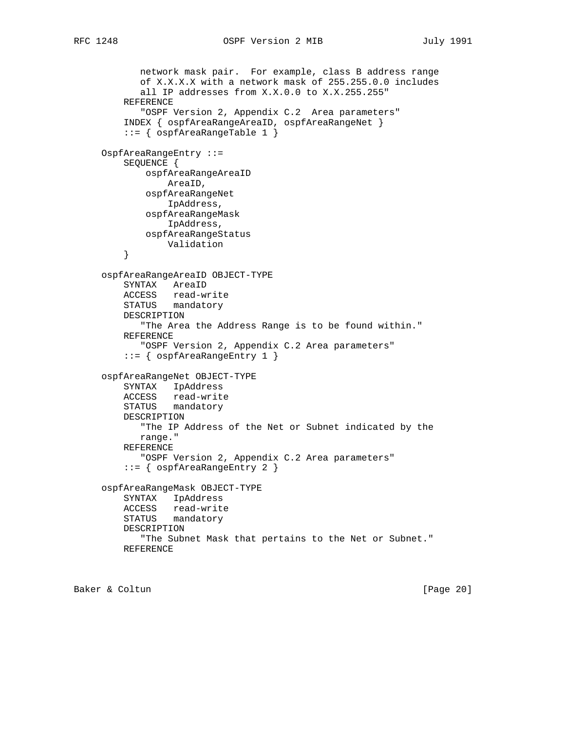```
           network mask pair.  For example, class B address range
           of X.X.X.X with a network mask of 255.255.0.0 includes
           all IP addresses from X.X.0.0 to X.X.255.255"
        REFERENCE
           "OSPF Version 2, Appendix C.2  Area parameters"
        INDEX { ospfAreaRangeAreaID, ospfAreaRangeNet }
        ::= { ospfAreaRangeTable 1 }

    OspfAreaRangeEntry ::=
        SEQUENCE {
            ospfAreaRangeAreaID
                AreaID,
            ospfAreaRangeNet
                IpAddress,
            ospfAreaRangeMask
                IpAddress,
            ospfAreaRangeStatus
                Validation
        }

    ospfAreaRangeAreaID OBJECT-TYPE
        SYNTAX   AreaID
        ACCESS   read-write
        STATUS   mandatory
        DESCRIPTION
           "The Area the Address Range is to be found within."
        REFERENCE
           "OSPF Version 2, Appendix C.2 Area parameters"
        ::= { ospfAreaRangeEntry 1 }

    ospfAreaRangeNet OBJECT-TYPE
        SYNTAX   IpAddress
        ACCESS   read-write
        STATUS   mandatory
        DESCRIPTION
           "The IP Address of the Net or Subnet indicated by the
           range."
        REFERENCE
           "OSPF Version 2, Appendix C.2 Area parameters"
        ::= { ospfAreaRangeEntry 2 }

    ospfAreaRangeMask OBJECT-TYPE
        SYNTAX   IpAddress
        ACCESS   read-write
        STATUS   mandatory
        DESCRIPTION
           "The Subnet Mask that pertains to the Net or Subnet."
        REFERENCE
```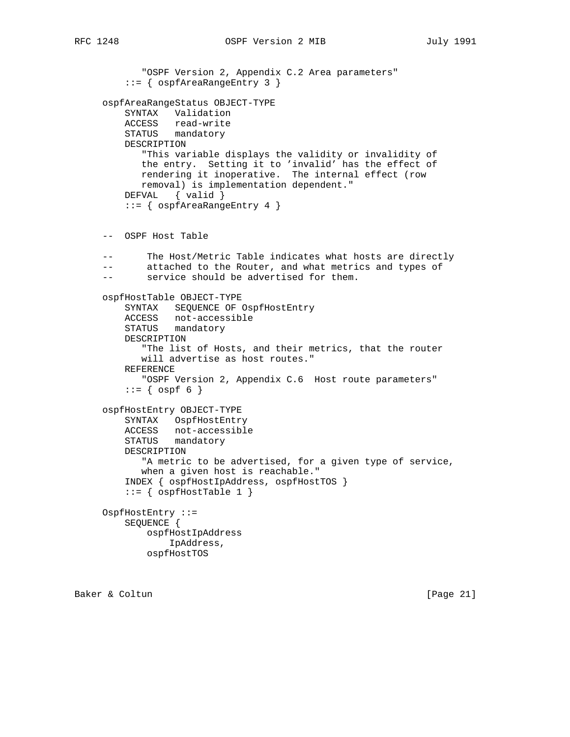```
           "OSPF Version 2, Appendix C.2 Area parameters"
       ::= { ospfAreaRangeEntry 3 }

   ospfAreaRangeStatus OBJECT-TYPE
       SYNTAX   Validation
       ACCESS   read-write
       STATUS   mandatory
       DESCRIPTION
          "This variable displays the validity or invalidity of
          the entry.  Setting it to 'invalid' has the effect of
          rendering it inoperative.  The internal effect (row
          removal) is implementation dependent."
       DEFVAL   { valid }
       ::= { ospfAreaRangeEntry 4 }


   --  OSPF Host Table

   --      The Host/Metric Table indicates what hosts are directly
   --      attached to the Router, and what metrics and types of
   --      service should be advertised for them.

   ospfHostTable OBJECT-TYPE
       SYNTAX   SEQUENCE OF OspfHostEntry
       ACCESS   not-accessible
       STATUS   mandatory
       DESCRIPTION
          "The list of Hosts, and their metrics, that the router
          will advertise as host routes."
       REFERENCE
          "OSPF Version 2, Appendix C.6  Host route parameters"
       ::= { ospf 6 }

   ospfHostEntry OBJECT-TYPE
       SYNTAX   OspfHostEntry
       ACCESS   not-accessible
       STATUS   mandatory
       DESCRIPTION
          "A metric to be advertised, for a given type of service,
          when a given host is reachable."
       INDEX { ospfHostIpAddress, ospfHostTOS }
       ::= { ospfHostTable 1 }

   OspfHostEntry ::=
       SEQUENCE {
           ospfHostIpAddress
               IpAddress,
           ospfHostTOS
```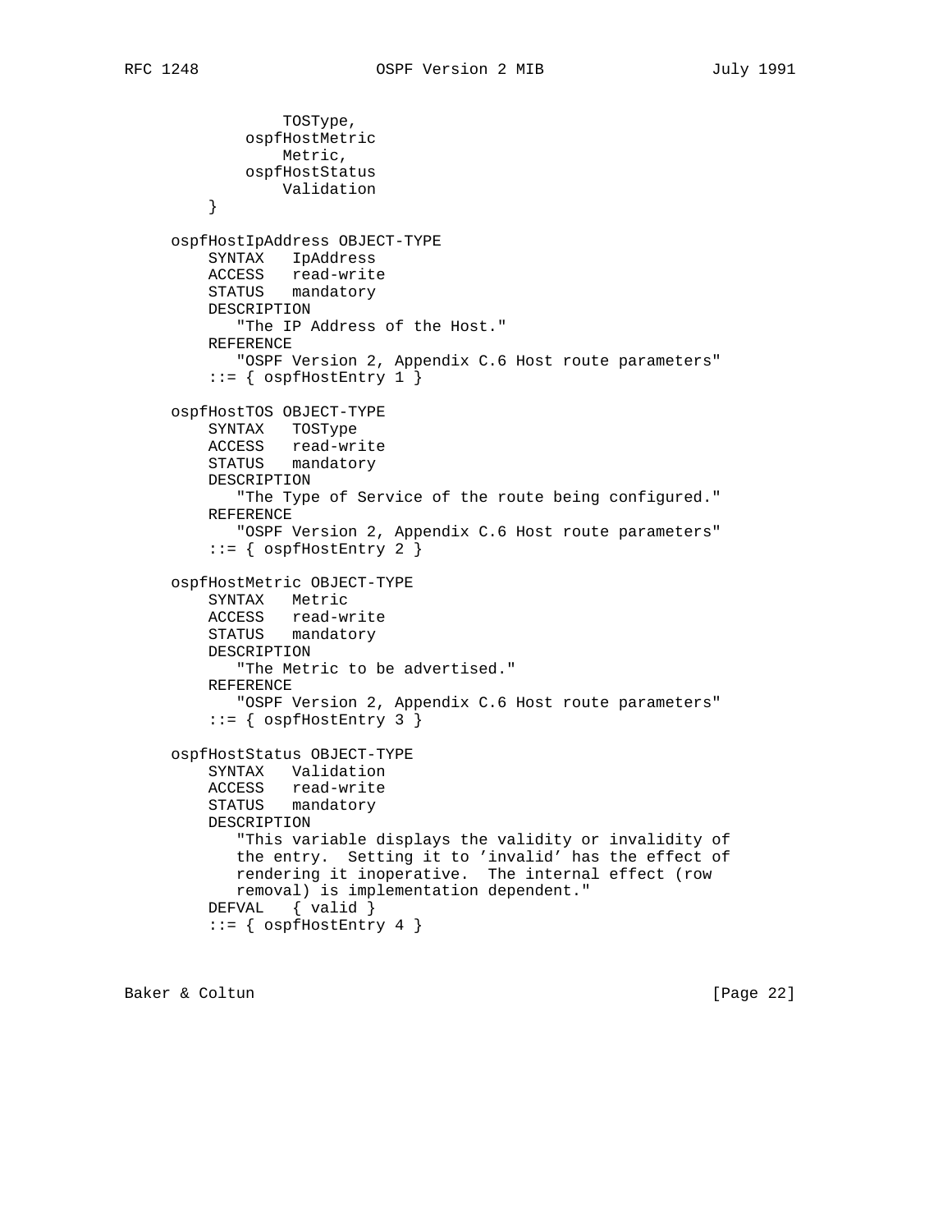```
                TOSType,
            ospfHostMetric
                Metric,
            ospfHostStatus
                Validation
        }

    ospfHostIpAddress OBJECT-TYPE
        SYNTAX   IpAddress
        ACCESS   read-write
        STATUS   mandatory
        DESCRIPTION
           "The IP Address of the Host."
        REFERENCE
           "OSPF Version 2, Appendix C.6 Host route parameters"
        ::= { ospfHostEntry 1 }

    ospfHostTOS OBJECT-TYPE
        SYNTAX   TOSType
        ACCESS   read-write
        STATUS   mandatory
        DESCRIPTION
           "The Type of Service of the route being configured."
        REFERENCE
           "OSPF Version 2, Appendix C.6 Host route parameters"
        ::= { ospfHostEntry 2 }

    ospfHostMetric OBJECT-TYPE
        SYNTAX   Metric
        ACCESS   read-write
        STATUS   mandatory
        DESCRIPTION
           "The Metric to be advertised."
        REFERENCE
           "OSPF Version 2, Appendix C.6 Host route parameters"
        ::= { ospfHostEntry 3 }

    ospfHostStatus OBJECT-TYPE
        SYNTAX   Validation
        ACCESS   read-write
        STATUS   mandatory
        DESCRIPTION
           "This variable displays the validity or invalidity of
           the entry.  Setting it to 'invalid' has the effect of
           rendering it inoperative.  The internal effect (row
           removal) is implementation dependent."
        DEFVAL   { valid }
        ::= { ospfHostEntry 4 }
```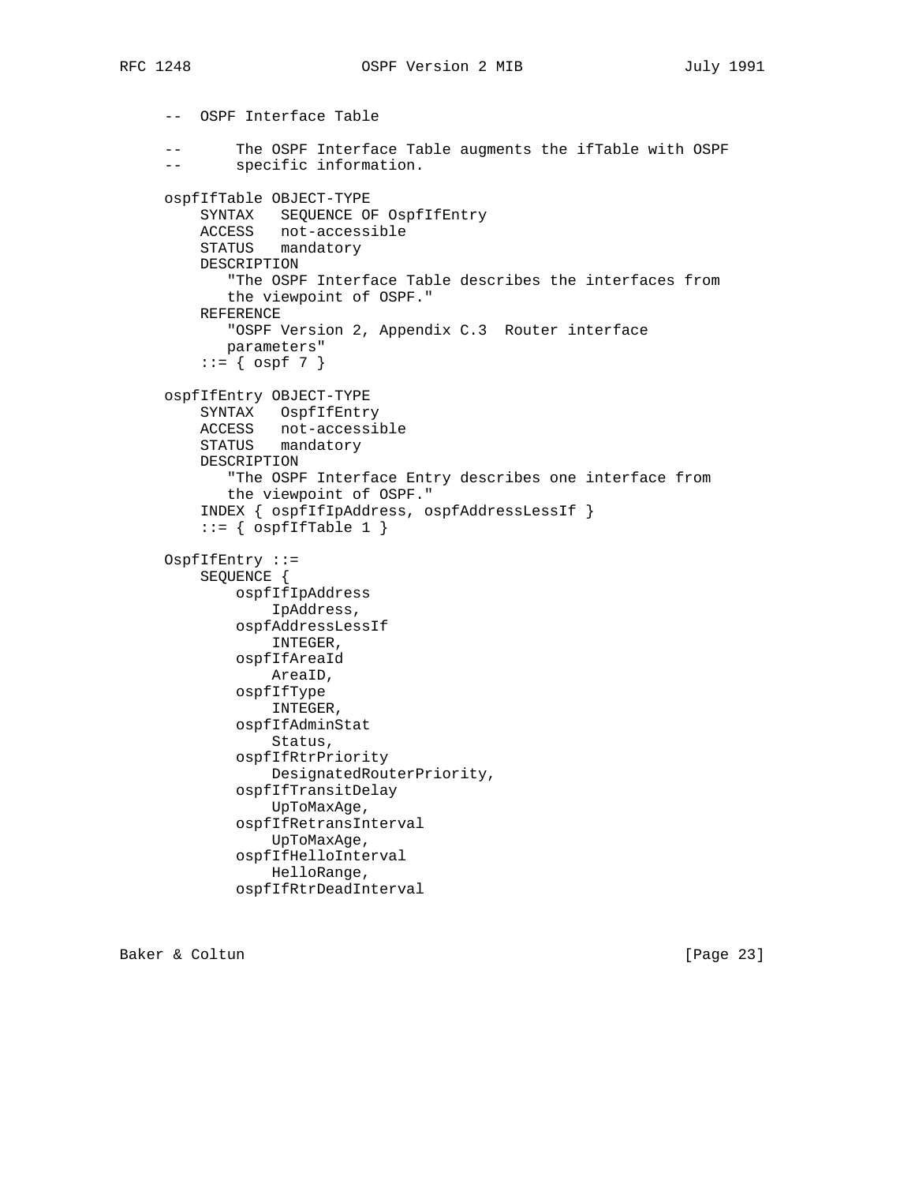```
-- OSPF Interface Table

--      The OSPF Interface Table augments the ifTable with OSPF
--      specific information.

ospfIfTable OBJECT-TYPE
    SYNTAX   SEQUENCE OF OspfIfEntry
    ACCESS   not-accessible
    STATUS   mandatory
    DESCRIPTION
       "The OSPF Interface Table describes the interfaces from
       the viewpoint of OSPF."
    REFERENCE
       "OSPF Version 2, Appendix C.3  Router interface
       parameters"
    ::= { ospf 7 }

ospfIfEntry OBJECT-TYPE
    SYNTAX   OspfIfEntry
    ACCESS   not-accessible
    STATUS   mandatory
    DESCRIPTION
       "The OSPF Interface Entry describes one interface from
       the viewpoint of OSPF."
    INDEX { ospfIfIpAddress, ospfAddressLessIf }
    ::= { ospfIfTable 1 }

OspfIfEntry ::=
    SEQUENCE {
        ospfIfIpAddress
            IpAddress,
        ospfAddressLessIf
            INTEGER,
        ospfIfAreaId
            AreaID,
        ospfIfType
            INTEGER,
        ospfIfAdminStat
            Status,
        ospfIfRtrPriority
            DesignatedRouterPriority,
        ospfIfTransitDelay
            UpToMaxAge,
        ospfIfRetransInterval
            UpToMaxAge,
        ospfIfHelloInterval
            HelloRange,
        ospfIfRtrDeadInterval
```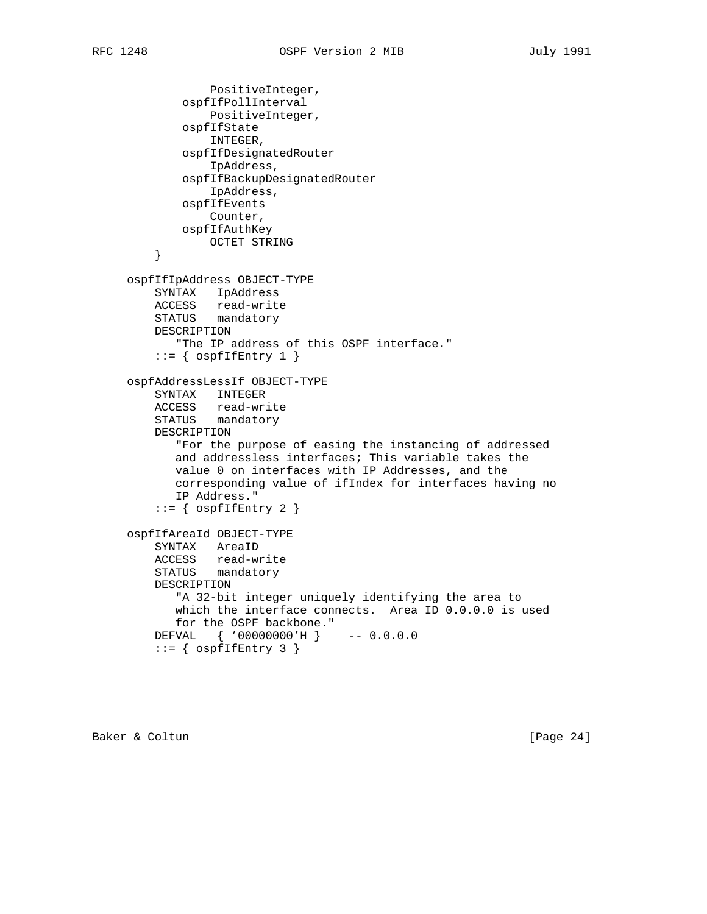```
                PositiveInteger,
            ospfIfPollInterval
                PositiveInteger,
            ospfIfState
                INTEGER,
            ospfIfDesignatedRouter
                IpAddress,
            ospfIfBackupDesignatedRouter
                IpAddress,
            ospfIfEvents
                Counter,
            ospfIfAuthKey
                OCTET STRING
        }

    ospfIfIpAddress OBJECT-TYPE
        SYNTAX   IpAddress
        ACCESS   read-write
        STATUS   mandatory
        DESCRIPTION
           "The IP address of this OSPF interface."
        ::= { ospfIfEntry 1 }

    ospfAddressLessIf OBJECT-TYPE
        SYNTAX   INTEGER
        ACCESS   read-write
        STATUS   mandatory
        DESCRIPTION
           "For the purpose of easing the instancing of addressed
           and addressless interfaces; This variable takes the
           value 0 on interfaces with IP Addresses, and the
           corresponding value of ifIndex for interfaces having no
           IP Address."
        ::= { ospfIfEntry 2 }

    ospfIfAreaId OBJECT-TYPE
        SYNTAX   AreaID
        ACCESS   read-write
        STATUS   mandatory
        DESCRIPTION
           "A 32-bit integer uniquely identifying the area to
           which the interface connects.  Area ID 0.0.0.0 is used
           for the OSPF backbone."
        DEFVAL   { '00000000'H }    -- 0.0.0.0
        ::= { ospfIfEntry 3 }
```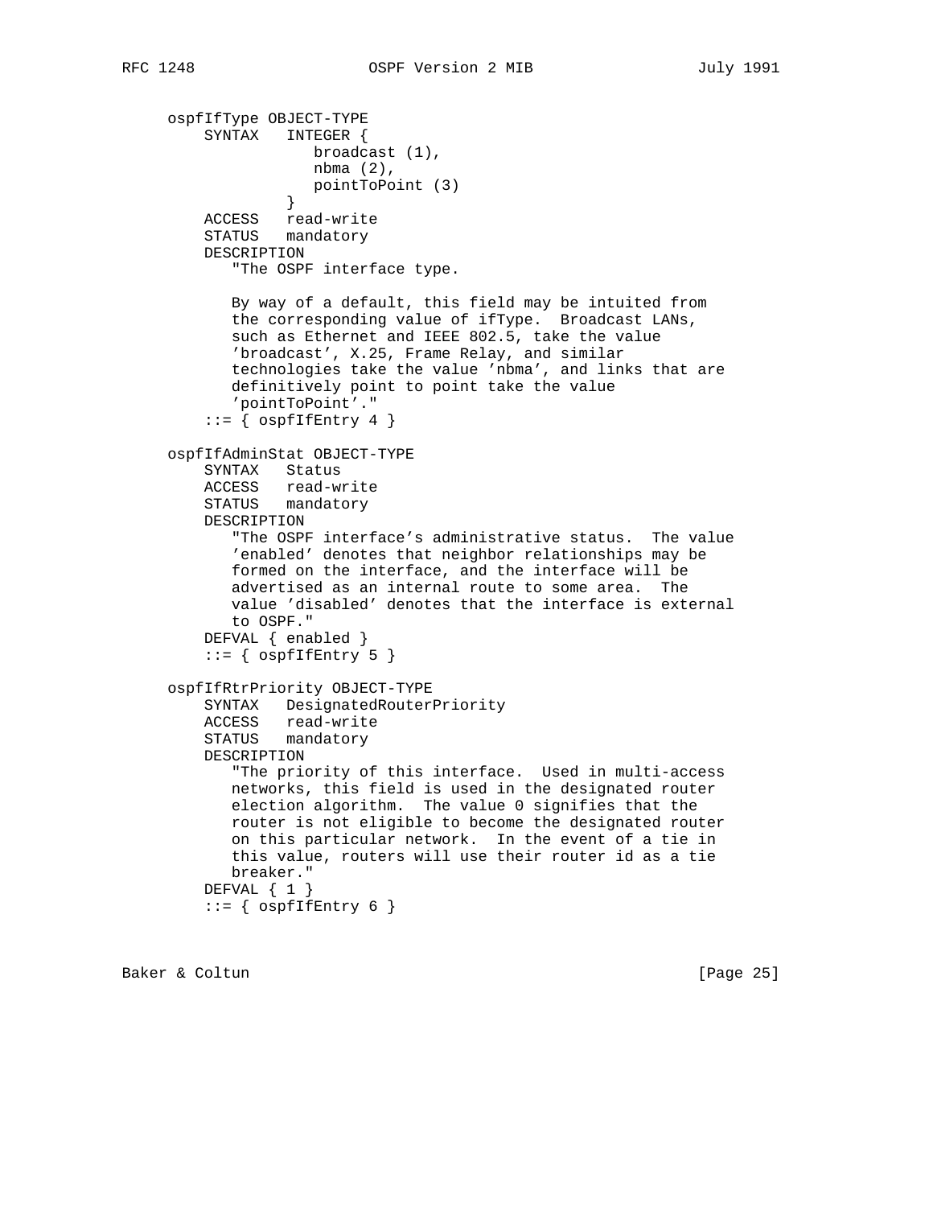```
ospfIfType OBJECT-TYPE
    SYNTAX   INTEGER {
                broadcast (1),
                nbma (2),
                pointToPoint (3)
             }
    ACCESS   read-write
    STATUS   mandatory
    DESCRIPTION
       "The OSPF interface type.

       By way of a default, this field may be intuited from
       the corresponding value of ifType.  Broadcast LANs,
       such as Ethernet and IEEE 802.5, take the value
       'broadcast', X.25, Frame Relay, and similar
       technologies take the value 'nbma', and links that are
       definitively point to point take the value
       'pointToPoint'."
    ::= { ospfIfEntry 4 }

ospfIfAdminStat OBJECT-TYPE
    SYNTAX   Status
    ACCESS   read-write
    STATUS   mandatory
    DESCRIPTION
       "The OSPF interface's administrative status.  The value
       'enabled' denotes that neighbor relationships may be
       formed on the interface, and the interface will be
       advertised as an internal route to some area.  The
       value 'disabled' denotes that the interface is external
       to OSPF."
    DEFVAL { enabled }
    ::= { ospfIfEntry 5 }

ospfIfRtrPriority OBJECT-TYPE
    SYNTAX   DesignatedRouterPriority
    ACCESS   read-write
    STATUS   mandatory
    DESCRIPTION
       "The priority of this interface.  Used in multi-access
       networks, this field is used in the designated router
       election algorithm.  The value 0 signifies that the
       router is not eligible to become the designated router
       on this particular network.  In the event of a tie in
       this value, routers will use their router id as a tie
       breaker."
    DEFVAL { 1 }
    ::= { ospfIfEntry 6 }
```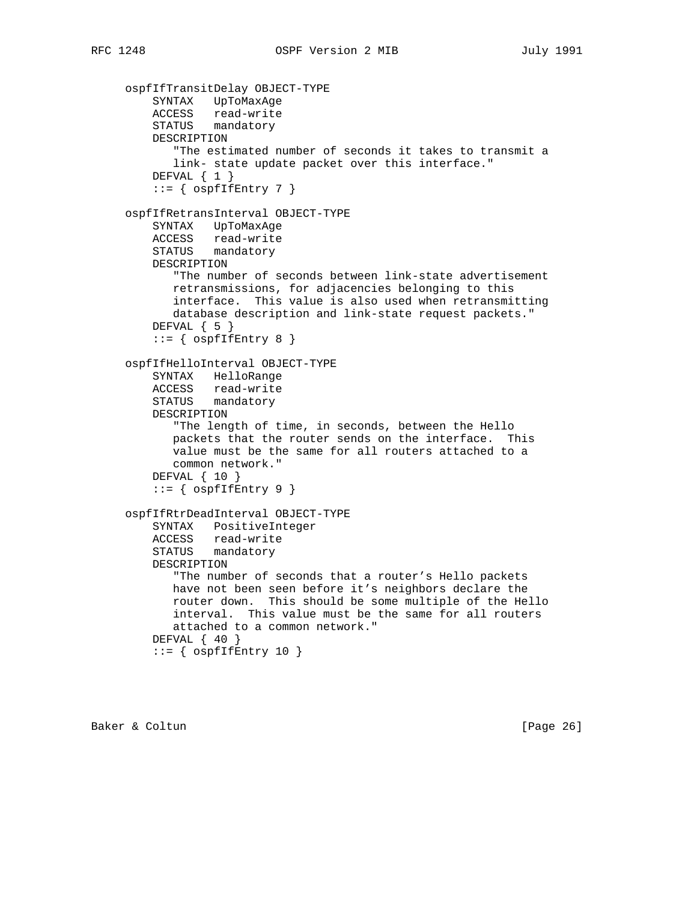```
ospfIfTransitDelay OBJECT-TYPE
    SYNTAX   UpToMaxAge
    ACCESS   read-write
    STATUS   mandatory
    DESCRIPTION
       "The estimated number of seconds it takes to transmit a
       link- state update packet over this interface."
    DEFVAL { 1 }
    ::= { ospfIfEntry 7 }

ospfIfRetransInterval OBJECT-TYPE
    SYNTAX   UpToMaxAge
    ACCESS   read-write
    STATUS   mandatory
    DESCRIPTION
       "The number of seconds between link-state advertisement
       retransmissions, for adjacencies belonging to this
       interface.  This value is also used when retransmitting
       database description and link-state request packets."
    DEFVAL { 5 }
    ::= { ospfIfEntry 8 }

ospfIfHelloInterval OBJECT-TYPE
    SYNTAX   HelloRange
    ACCESS   read-write
    STATUS   mandatory
    DESCRIPTION
       "The length of time, in seconds, between the Hello
       packets that the router sends on the interface.  This
       value must be the same for all routers attached to a
       common network."
    DEFVAL { 10 }
    ::= { ospfIfEntry 9 }

ospfIfRtrDeadInterval OBJECT-TYPE
    SYNTAX   PositiveInteger
    ACCESS   read-write
    STATUS   mandatory
    DESCRIPTION
       "The number of seconds that a router's Hello packets
       have not been seen before it's neighbors declare the
       router down.  This should be some multiple of the Hello
       interval.  This value must be the same for all routers
       attached to a common network."
    DEFVAL { 40 }
    ::= { ospfIfEntry 10 }
```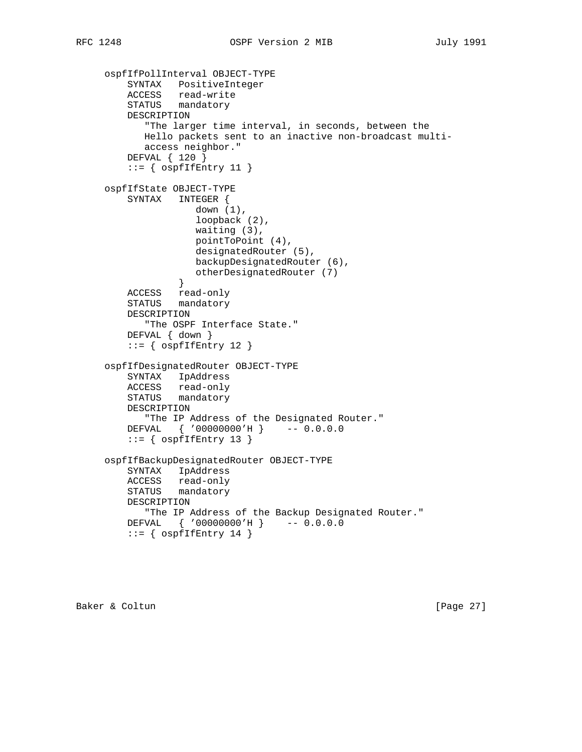```
ospfIfPollInterval OBJECT-TYPE
    SYNTAX   PositiveInteger
    ACCESS   read-write
    STATUS   mandatory
    DESCRIPTION
       "The larger time interval, in seconds, between the
       Hello packets sent to an inactive non-broadcast multi-
       access neighbor."
    DEFVAL { 120 }
    ::= { ospfIfEntry 11 }

ospfIfState OBJECT-TYPE
    SYNTAX   INTEGER {
                down (1),
                loopback (2),
                waiting (3),
                pointToPoint (4),
                designatedRouter (5),
                backupDesignatedRouter (6),
                otherDesignatedRouter (7)
             }
    ACCESS   read-only
    STATUS   mandatory
    DESCRIPTION
       "The OSPF Interface State."
    DEFVAL { down }
    ::= { ospfIfEntry 12 }

ospfIfDesignatedRouter OBJECT-TYPE
    SYNTAX   IpAddress
    ACCESS   read-only
    STATUS   mandatory
    DESCRIPTION
       "The IP Address of the Designated Router."
    DEFVAL   { '00000000'H }    -- 0.0.0.0
    ::= { ospfIfEntry 13 }

ospfIfBackupDesignatedRouter OBJECT-TYPE
    SYNTAX   IpAddress
    ACCESS   read-only
    STATUS   mandatory
    DESCRIPTION
       "The IP Address of the Backup Designated Router."
    DEFVAL   { '00000000'H }    -- 0.0.0.0
    ::= { ospfIfEntry 14 }
```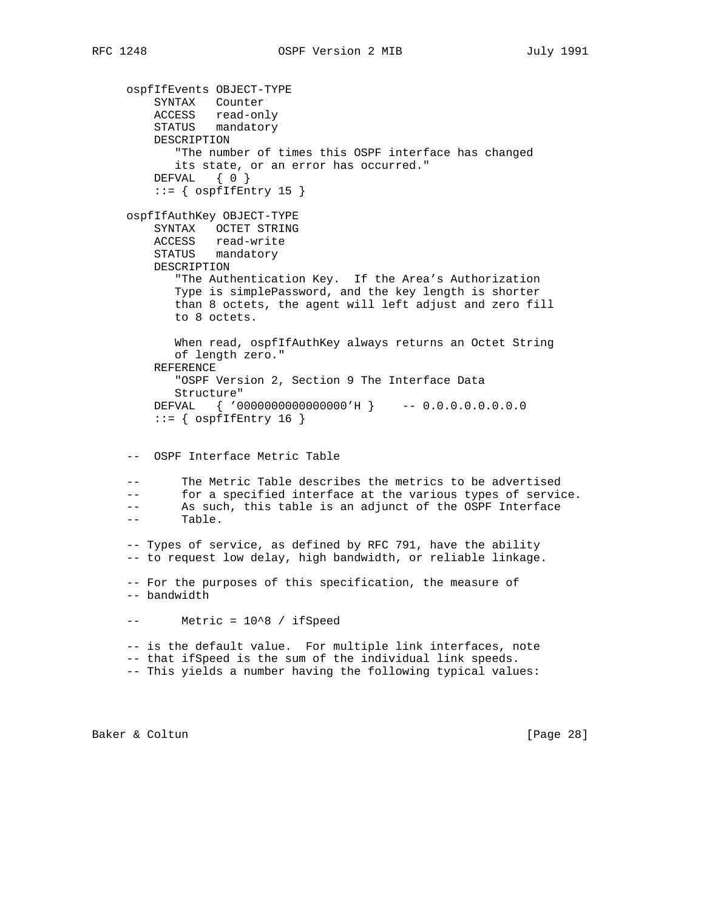```
ospfIfEvents OBJECT-TYPE
    SYNTAX   Counter
    ACCESS   read-only
    STATUS   mandatory
    DESCRIPTION
       "The number of times this OSPF interface has changed
       its state, or an error has occurred."
    DEFVAL   { 0 }
    ::= { ospfIfEntry 15 }

ospfIfAuthKey OBJECT-TYPE
    SYNTAX   OCTET STRING
    ACCESS   read-write
    STATUS   mandatory
    DESCRIPTION
       "The Authentication Key.  If the Area's Authorization
       Type is simplePassword, and the key length is shorter
       than 8 octets, the agent will left adjust and zero fill
       to 8 octets.

       When read, ospfIfAuthKey always returns an Octet String
       of length zero."
    REFERENCE
       "OSPF Version 2, Section 9 The Interface Data
       Structure"
    DEFVAL   { '0000000000000000'H }    -- 0.0.0.0.0.0.0.0
    ::= { ospfIfEntry 16 }


--  OSPF Interface Metric Table

--      The Metric Table describes the metrics to be advertised
--      for a specified interface at the various types of service.
--      As such, this table is an adjunct of the OSPF Interface
--      Table.

-- Types of service, as defined by RFC 791, have the ability
-- to request low delay, high bandwidth, or reliable linkage.

-- For the purposes of this specification, the measure of
-- bandwidth

--      Metric = 10^8 / ifSpeed

-- is the default value.  For multiple link interfaces, note
-- that ifSpeed is the sum of the individual link speeds.
-- This yields a number having the following typical values:
```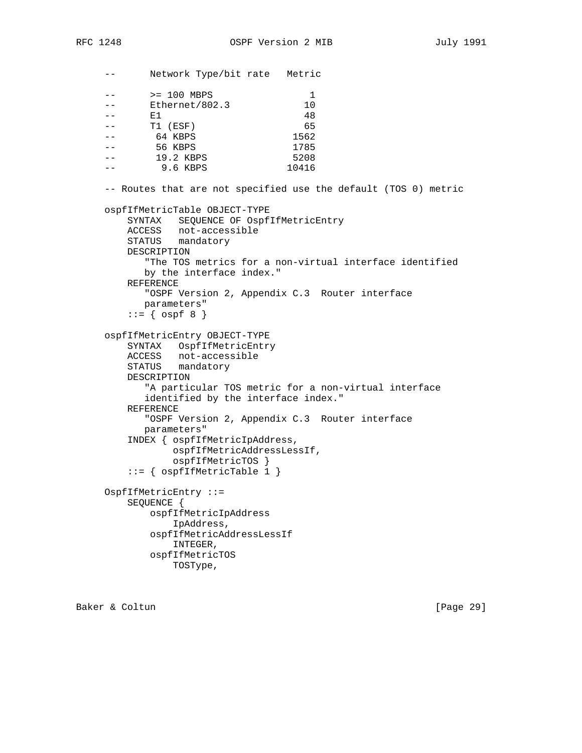```
    --      Network Type/bit rate   Metric

    --      >= 100 MBPS                 1
    --      Ethernet/802.3             10
    --      E1                         48
    --      T1 (ESF)                   65
    --       64 KBPS                 1562
    --       56 KBPS                 1785
    --       19.2 KBPS               5208
    --        9.6 KBPS              10416

   -- Routes that are not specified use the default (TOS 0) metric

   ospfIfMetricTable OBJECT-TYPE
       SYNTAX   SEQUENCE OF OspfIfMetricEntry
       ACCESS   not-accessible
       STATUS   mandatory
       DESCRIPTION
          "The TOS metrics for a non-virtual interface identified
          by the interface index."
       REFERENCE
          "OSPF Version 2, Appendix C.3  Router interface
          parameters"
       ::= { ospf 8 }

   ospfIfMetricEntry OBJECT-TYPE
       SYNTAX   OspfIfMetricEntry
       ACCESS   not-accessible
       STATUS   mandatory
       DESCRIPTION
          "A particular TOS metric for a non-virtual interface
          identified by the interface index."
       REFERENCE
          "OSPF Version 2, Appendix C.3  Router interface
          parameters"
       INDEX { ospfIfMetricIpAddress,
               ospfIfMetricAddressLessIf,
               ospfIfMetricTOS }
       ::= { ospfIfMetricTable 1 }

   OspfIfMetricEntry ::=
       SEQUENCE {
           ospfIfMetricIpAddress
               IpAddress,
           ospfIfMetricAddressLessIf
               INTEGER,
           ospfIfMetricTOS
               TOSType,
```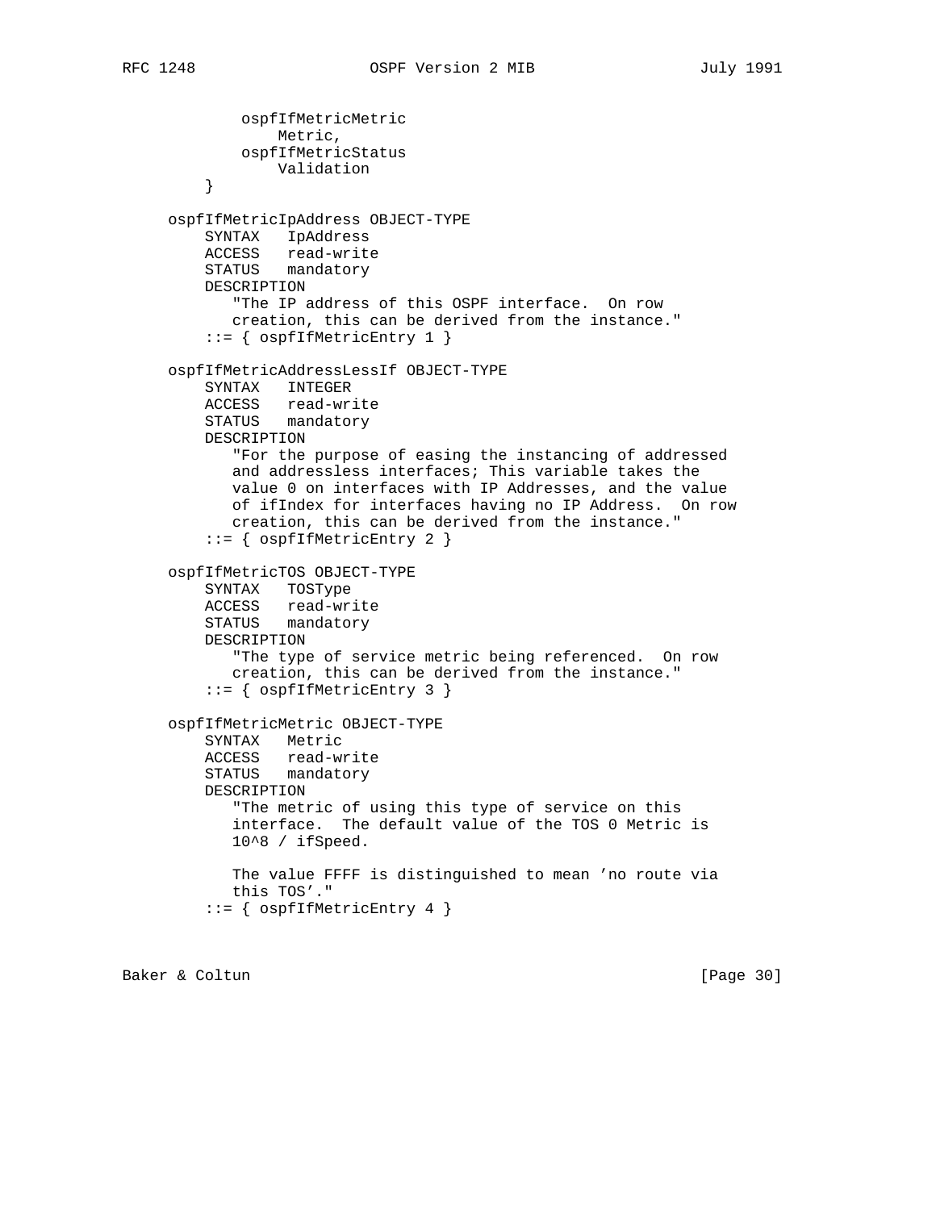```
             ospfIfMetricMetric
                 Metric,
             ospfIfMetricStatus
                 Validation
         }

     ospfIfMetricIpAddress OBJECT-TYPE
         SYNTAX   IpAddress
         ACCESS   read-write
         STATUS   mandatory
         DESCRIPTION
            "The IP address of this OSPF interface.  On row
            creation, this can be derived from the instance."
         ::= { ospfIfMetricEntry 1 }

     ospfIfMetricAddressLessIf OBJECT-TYPE
         SYNTAX   INTEGER
         ACCESS   read-write
         STATUS   mandatory
         DESCRIPTION
            "For the purpose of easing the instancing of addressed
            and addressless interfaces; This variable takes the
            value 0 on interfaces with IP Addresses, and the value
            of ifIndex for interfaces having no IP Address.  On row
            creation, this can be derived from the instance."
         ::= { ospfIfMetricEntry 2 }

     ospfIfMetricTOS OBJECT-TYPE
         SYNTAX   TOSType
         ACCESS   read-write
         STATUS   mandatory
         DESCRIPTION
            "The type of service metric being referenced.  On row
            creation, this can be derived from the instance."
         ::= { ospfIfMetricEntry 3 }

     ospfIfMetricMetric OBJECT-TYPE
         SYNTAX   Metric
         ACCESS   read-write
         STATUS   mandatory
         DESCRIPTION
            "The metric of using this type of service on this
            interface.  The default value of the TOS 0 Metric is
            10^8 / ifSpeed.

            The value FFFF is distinguished to mean 'no route via
            this TOS'."
         ::= { ospfIfMetricEntry 4 }
```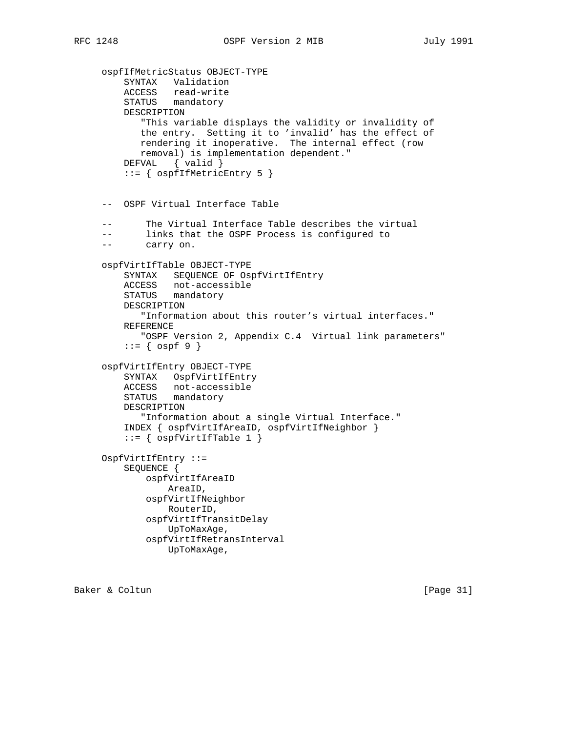```
     ospfIfMetricStatus OBJECT-TYPE
         SYNTAX   Validation
         ACCESS   read-write
         STATUS   mandatory
         DESCRIPTION
            "This variable displays the validity or invalidity of
            the entry.  Setting it to 'invalid' has the effect of
            rendering it inoperative.  The internal effect (row
            removal) is implementation dependent."
         DEFVAL   { valid }
         ::= { ospfIfMetricEntry 5 }


     --  OSPF Virtual Interface Table

     --      The Virtual Interface Table describes the virtual
     --      links that the OSPF Process is configured to
     --      carry on.

     ospfVirtIfTable OBJECT-TYPE
         SYNTAX   SEQUENCE OF OspfVirtIfEntry
         ACCESS   not-accessible
         STATUS   mandatory
         DESCRIPTION
            "Information about this router's virtual interfaces."
         REFERENCE
            "OSPF Version 2, Appendix C.4  Virtual link parameters"
         ::= { ospf 9 }

     ospfVirtIfEntry OBJECT-TYPE
         SYNTAX   OspfVirtIfEntry
         ACCESS   not-accessible
         STATUS   mandatory
         DESCRIPTION
            "Information about a single Virtual Interface."
         INDEX { ospfVirtIfAreaID, ospfVirtIfNeighbor }
         ::= { ospfVirtIfTable 1 }

     OspfVirtIfEntry ::=
         SEQUENCE {
             ospfVirtIfAreaID
                 AreaID,
             ospfVirtIfNeighbor
                 RouterID,
             ospfVirtIfTransitDelay
                 UpToMaxAge,
             ospfVirtIfRetransInterval
                 UpToMaxAge,
```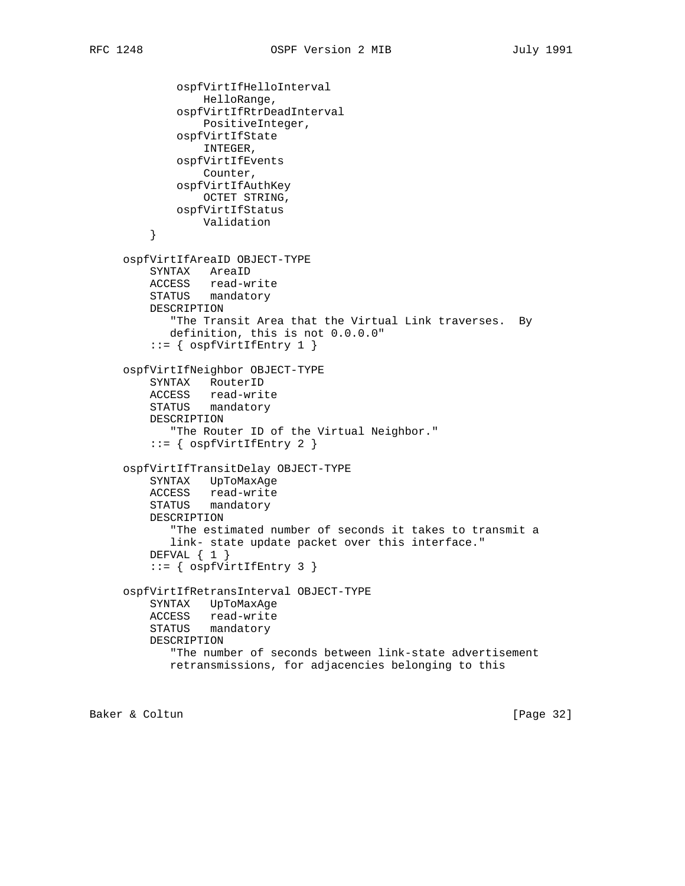```
            ospfVirtIfHelloInterval
                HelloRange,
            ospfVirtIfRtrDeadInterval
                PositiveInteger,
            ospfVirtIfState
                INTEGER,
            ospfVirtIfEvents
                Counter,
            ospfVirtIfAuthKey
                OCTET STRING,
            ospfVirtIfStatus
                Validation
        }

    ospfVirtIfAreaID OBJECT-TYPE
        SYNTAX   AreaID
        ACCESS   read-write
        STATUS   mandatory
        DESCRIPTION
           "The Transit Area that the Virtual Link traverses.  By
           definition, this is not 0.0.0.0"
        ::= { ospfVirtIfEntry 1 }

    ospfVirtIfNeighbor OBJECT-TYPE
        SYNTAX   RouterID
        ACCESS   read-write
        STATUS   mandatory
        DESCRIPTION
           "The Router ID of the Virtual Neighbor."
        ::= { ospfVirtIfEntry 2 }

    ospfVirtIfTransitDelay OBJECT-TYPE
        SYNTAX   UpToMaxAge
        ACCESS   read-write
        STATUS   mandatory
        DESCRIPTION
           "The estimated number of seconds it takes to transmit a
           link- state update packet over this interface."
        DEFVAL { 1 }
        ::= { ospfVirtIfEntry 3 }

    ospfVirtIfRetransInterval OBJECT-TYPE
        SYNTAX   UpToMaxAge
        ACCESS   read-write
        STATUS   mandatory
        DESCRIPTION
           "The number of seconds between link-state advertisement
           retransmissions, for adjacencies belonging to this
```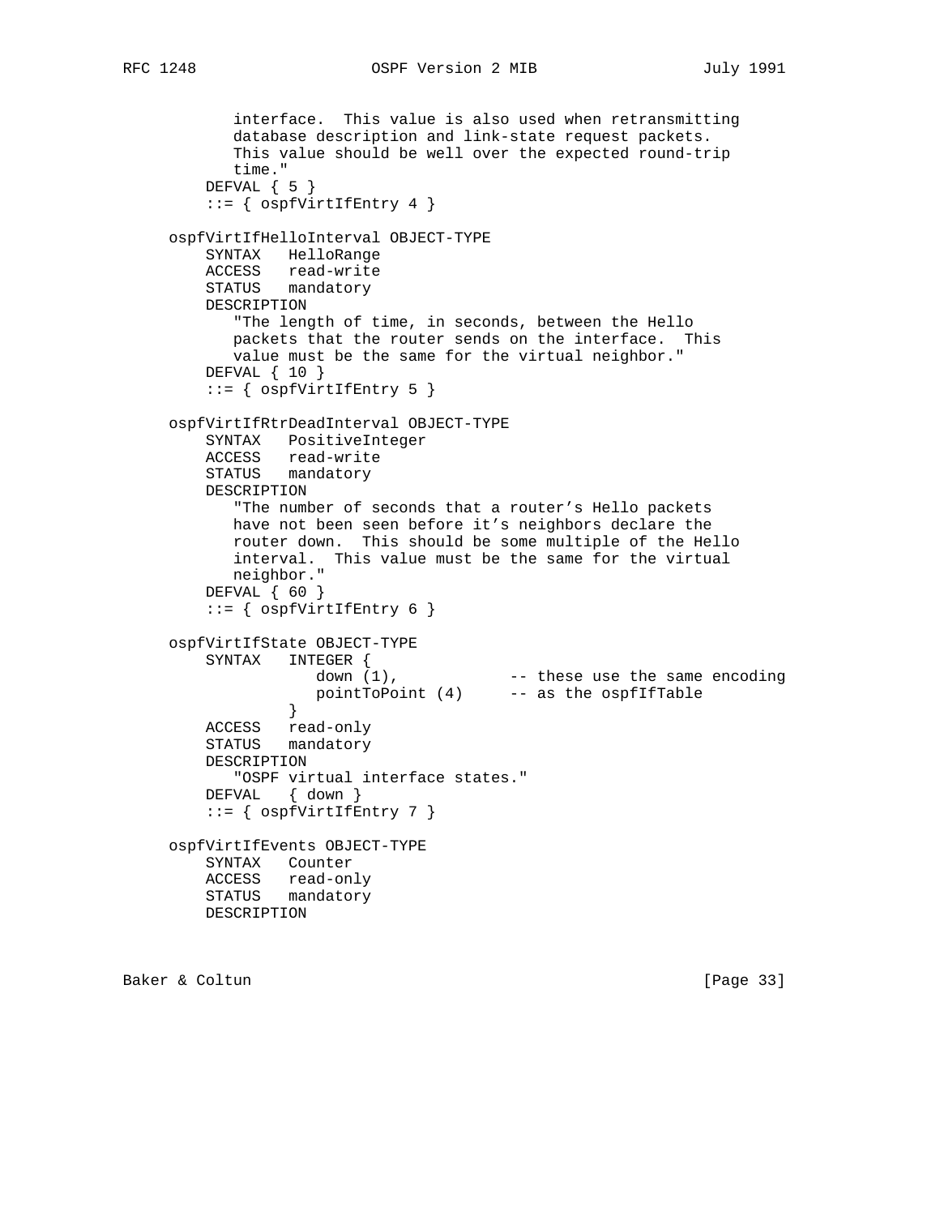```
          interface.  This value is also used when retransmitting
          database description and link-state request packets.
          This value should be well over the expected round-trip
          time."
       DEFVAL { 5 }
       ::= { ospfVirtIfEntry 4 }

   ospfVirtIfHelloInterval OBJECT-TYPE
       SYNTAX   HelloRange
       ACCESS   read-write
       STATUS   mandatory
       DESCRIPTION
          "The length of time, in seconds, between the Hello
          packets that the router sends on the interface.  This
          value must be the same for the virtual neighbor."
       DEFVAL { 10 }
       ::= { ospfVirtIfEntry 5 }

   ospfVirtIfRtrDeadInterval OBJECT-TYPE
       SYNTAX   PositiveInteger
       ACCESS   read-write
       STATUS   mandatory
       DESCRIPTION
          "The number of seconds that a router's Hello packets
          have not been seen before it's neighbors declare the
          router down.  This should be some multiple of the Hello
          interval.  This value must be the same for the virtual
          neighbor."
       DEFVAL { 60 }
       ::= { ospfVirtIfEntry 6 }

   ospfVirtIfState OBJECT-TYPE
       SYNTAX   INTEGER {
                   down (1),            -- these use the same encoding
                   pointToPoint (4)     -- as the ospfIfTable
                }
       ACCESS   read-only
       STATUS   mandatory
       DESCRIPTION
          "OSPF virtual interface states."
       DEFVAL   { down }
       ::= { ospfVirtIfEntry 7 }

   ospfVirtIfEvents OBJECT-TYPE
       SYNTAX   Counter
       ACCESS   read-only
       STATUS   mandatory
       DESCRIPTION
```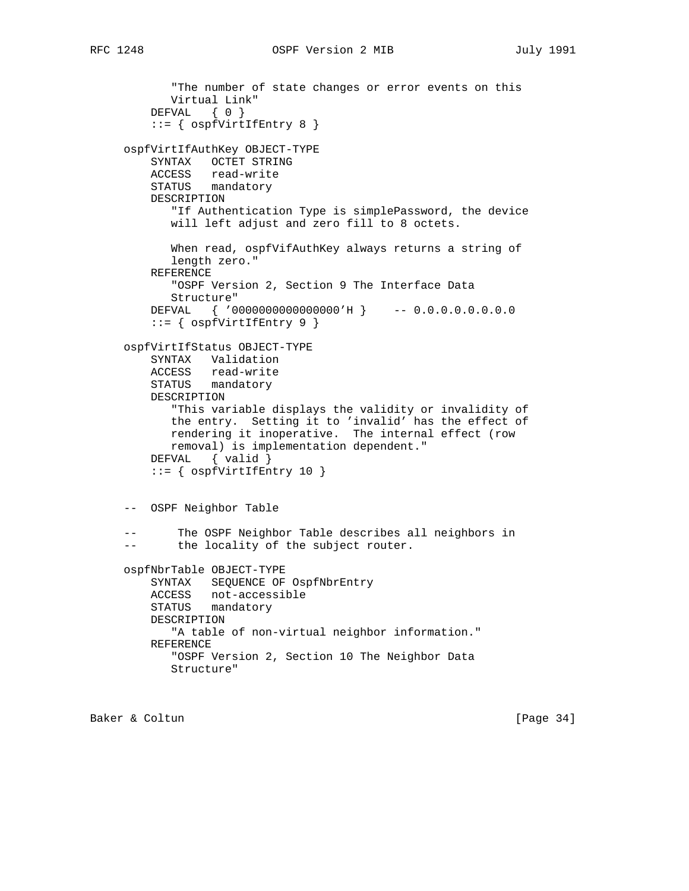```
           "The number of state changes or error events on this
           Virtual Link"
        DEFVAL   { 0 }
        ::= { ospfVirtIfEntry 8 }

    ospfVirtIfAuthKey OBJECT-TYPE
        SYNTAX   OCTET STRING
        ACCESS   read-write
        STATUS   mandatory
        DESCRIPTION
           "If Authentication Type is simplePassword, the device
           will left adjust and zero fill to 8 octets.

           When read, ospfVifAuthKey always returns a string of
           length zero."
        REFERENCE
           "OSPF Version 2, Section 9 The Interface Data
           Structure"
        DEFVAL   { '0000000000000000'H }    -- 0.0.0.0.0.0.0.0
        ::= { ospfVirtIfEntry 9 }

    ospfVirtIfStatus OBJECT-TYPE
        SYNTAX   Validation
        ACCESS   read-write
        STATUS   mandatory
        DESCRIPTION
           "This variable displays the validity or invalidity of
           the entry.  Setting it to 'invalid' has the effect of
           rendering it inoperative.  The internal effect (row
           removal) is implementation dependent."
        DEFVAL   { valid }
        ::= { ospfVirtIfEntry 10 }


    --  OSPF Neighbor Table

    --      The OSPF Neighbor Table describes all neighbors in
    --      the locality of the subject router.

    ospfNbrTable OBJECT-TYPE
        SYNTAX   SEQUENCE OF OspfNbrEntry
        ACCESS   not-accessible
        STATUS   mandatory
        DESCRIPTION
           "A table of non-virtual neighbor information."
        REFERENCE
           "OSPF Version 2, Section 10 The Neighbor Data
           Structure"
```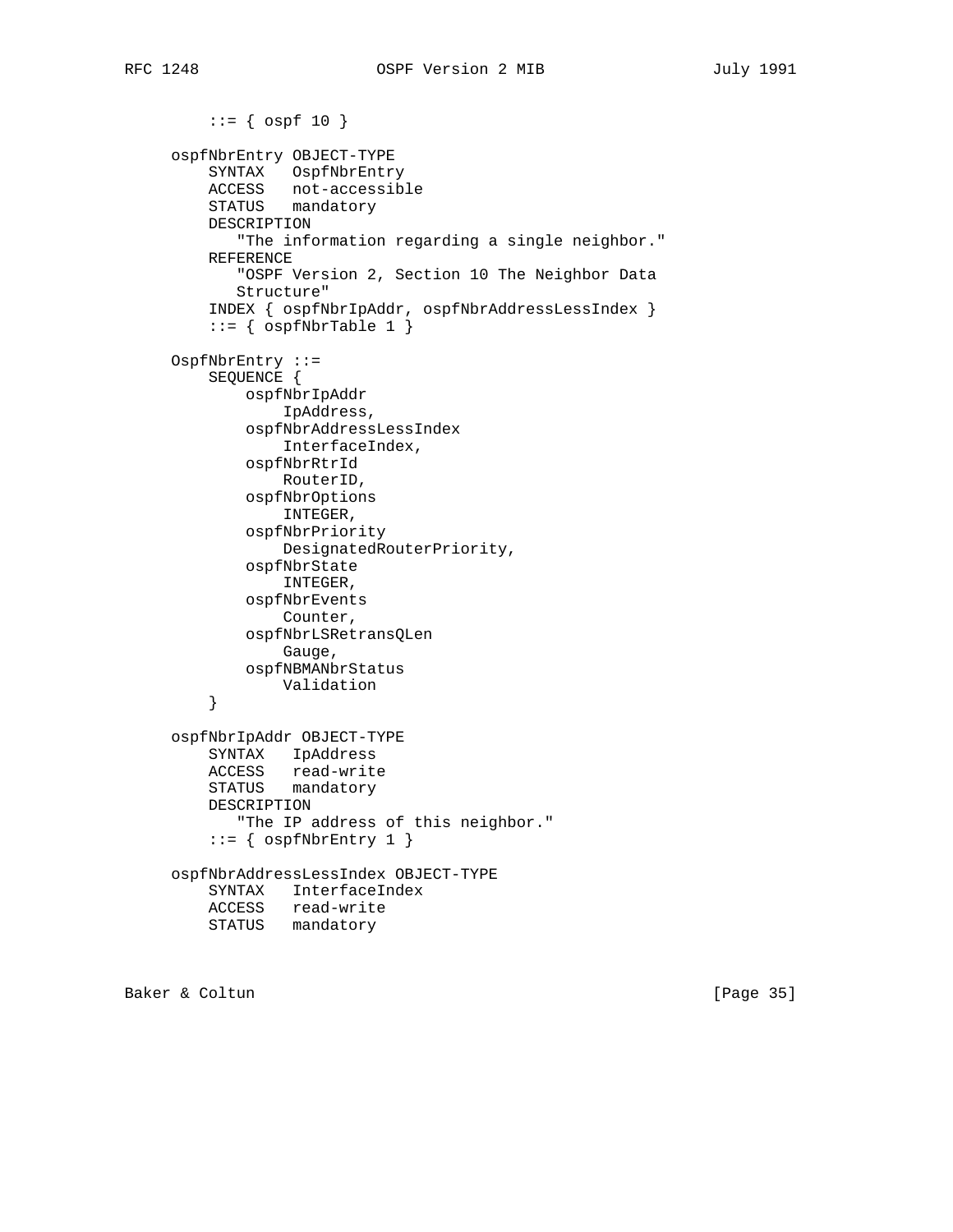```
         ::= { ospf 10 }

     ospfNbrEntry OBJECT-TYPE
         SYNTAX   OspfNbrEntry
         ACCESS   not-accessible
         STATUS   mandatory
         DESCRIPTION
            "The information regarding a single neighbor."
         REFERENCE
            "OSPF Version 2, Section 10 The Neighbor Data
            Structure"
         INDEX { ospfNbrIpAddr, ospfNbrAddressLessIndex }
         ::= { ospfNbrTable 1 }

     OspfNbrEntry ::=
         SEQUENCE {
             ospfNbrIpAddr
                 IpAddress,
             ospfNbrAddressLessIndex
                 InterfaceIndex,
             ospfNbrRtrId
                 RouterID,
             ospfNbrOptions
                 INTEGER,
             ospfNbrPriority
                 DesignatedRouterPriority,
             ospfNbrState
                 INTEGER,
             ospfNbrEvents
                 Counter,
             ospfNbrLSRetransQLen
                 Gauge,
             ospfNBMANbrStatus
                 Validation
         }

     ospfNbrIpAddr OBJECT-TYPE
         SYNTAX   IpAddress
         ACCESS   read-write
         STATUS   mandatory
         DESCRIPTION
            "The IP address of this neighbor."
         ::= { ospfNbrEntry 1 }

     ospfNbrAddressLessIndex OBJECT-TYPE
         SYNTAX   InterfaceIndex
         ACCESS   read-write
         STATUS   mandatory
```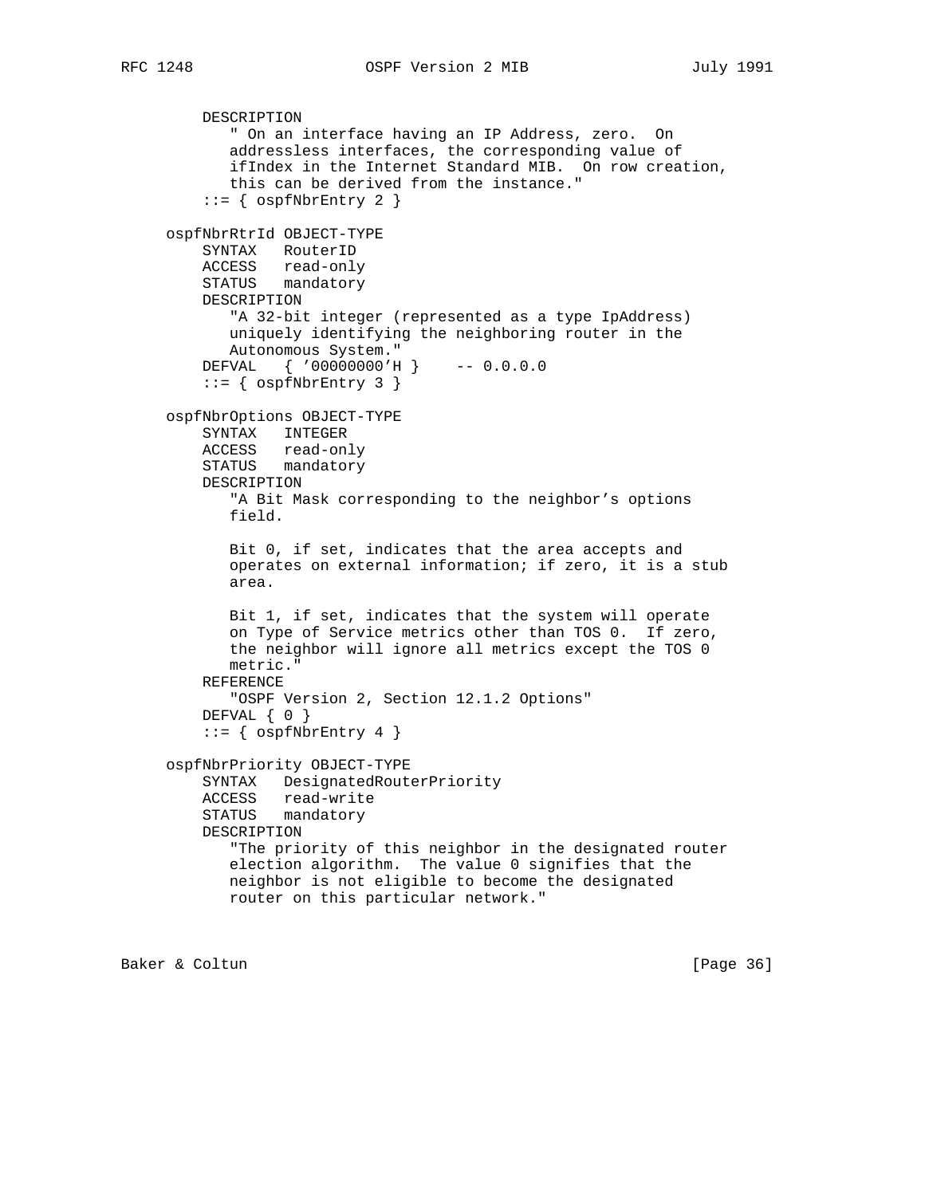```
        DESCRIPTION
           " On an interface having an IP Address, zero.  On
           addressless interfaces, the corresponding value of
           ifIndex in the Internet Standard MIB.  On row creation,
           this can be derived from the instance."
        ::= { ospfNbrEntry 2 }

    ospfNbrRtrId OBJECT-TYPE
        SYNTAX   RouterID
        ACCESS   read-only
        STATUS   mandatory
        DESCRIPTION
           "A 32-bit integer (represented as a type IpAddress)
           uniquely identifying the neighboring router in the
           Autonomous System."
        DEFVAL   { '00000000'H }    -- 0.0.0.0
        ::= { ospfNbrEntry 3 }

    ospfNbrOptions OBJECT-TYPE
        SYNTAX   INTEGER
        ACCESS   read-only
        STATUS   mandatory
        DESCRIPTION
           "A Bit Mask corresponding to the neighbor's options
           field.

           Bit 0, if set, indicates that the area accepts and
           operates on external information; if zero, it is a stub
           area.

           Bit 1, if set, indicates that the system will operate
           on Type of Service metrics other than TOS 0.  If zero,
           the neighbor will ignore all metrics except the TOS 0
           metric."
        REFERENCE
           "OSPF Version 2, Section 12.1.2 Options"
        DEFVAL { 0 }
        ::= { ospfNbrEntry 4 }

    ospfNbrPriority OBJECT-TYPE
        SYNTAX   DesignatedRouterPriority
        ACCESS   read-write
        STATUS   mandatory
        DESCRIPTION
           "The priority of this neighbor in the designated router
           election algorithm.  The value 0 signifies that the
           neighbor is not eligible to become the designated
           router on this particular network."
```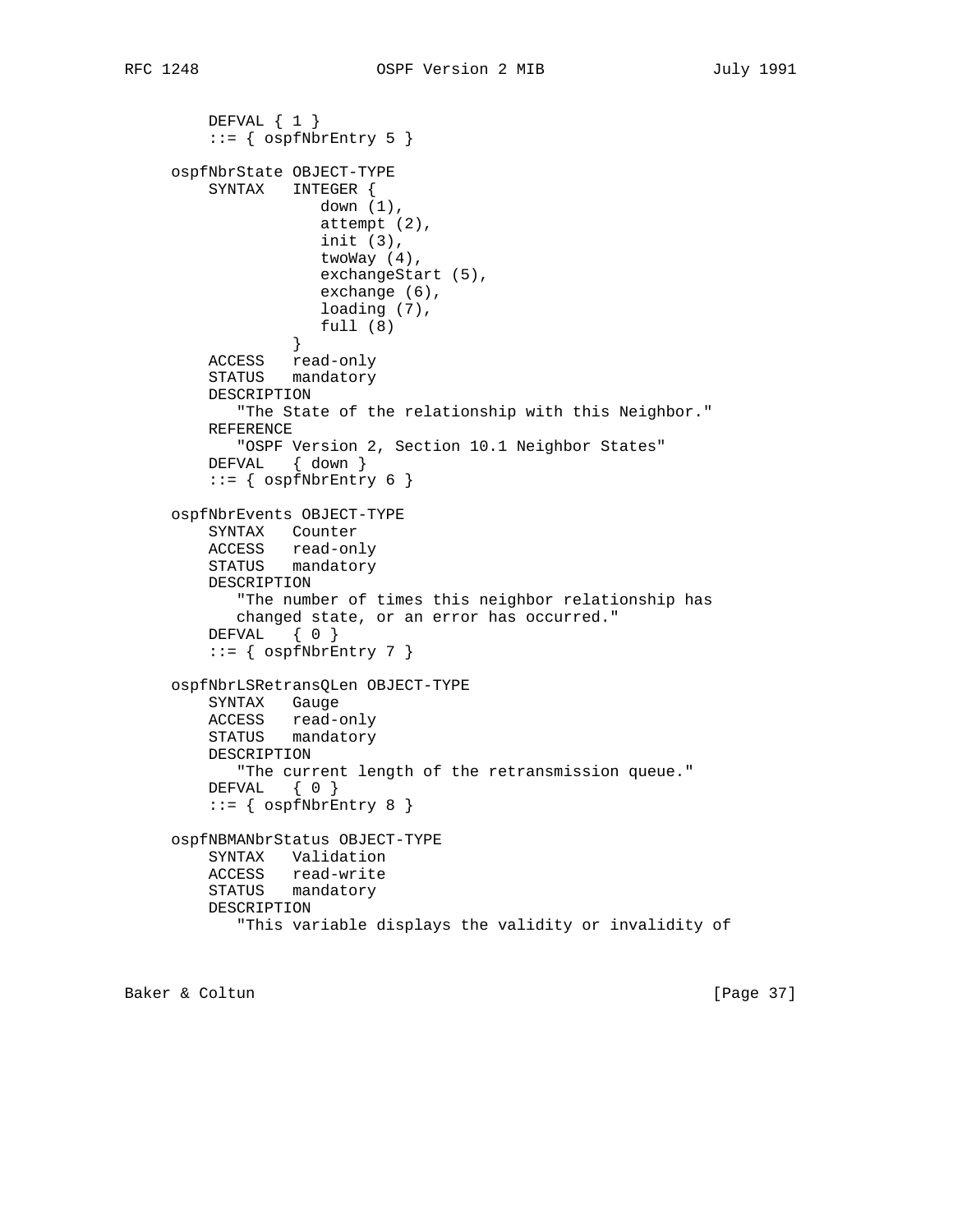```
        DEFVAL { 1 }
        ::= { ospfNbrEntry 5 }

    ospfNbrState OBJECT-TYPE
        SYNTAX   INTEGER {
                    down (1),
                    attempt (2),
                    init (3),
                    twoWay (4),
                    exchangeStart (5),
                    exchange (6),
                    loading (7),
                    full (8)
                 }
        ACCESS   read-only
        STATUS   mandatory
        DESCRIPTION
           "The State of the relationship with this Neighbor."
        REFERENCE
           "OSPF Version 2, Section 10.1 Neighbor States"
        DEFVAL   { down }
        ::= { ospfNbrEntry 6 }

    ospfNbrEvents OBJECT-TYPE
        SYNTAX   Counter
        ACCESS   read-only
        STATUS   mandatory
        DESCRIPTION
           "The number of times this neighbor relationship has
           changed state, or an error has occurred."
        DEFVAL   { 0 }
        ::= { ospfNbrEntry 7 }

    ospfNbrLSRetransQLen OBJECT-TYPE
        SYNTAX   Gauge
        ACCESS   read-only
        STATUS   mandatory
        DESCRIPTION
           "The current length of the retransmission queue."
        DEFVAL   { 0 }
        ::= { ospfNbrEntry 8 }

    ospfNBMANbrStatus OBJECT-TYPE
        SYNTAX   Validation
        ACCESS   read-write
        STATUS   mandatory
        DESCRIPTION
           "This variable displays the validity or invalidity of
```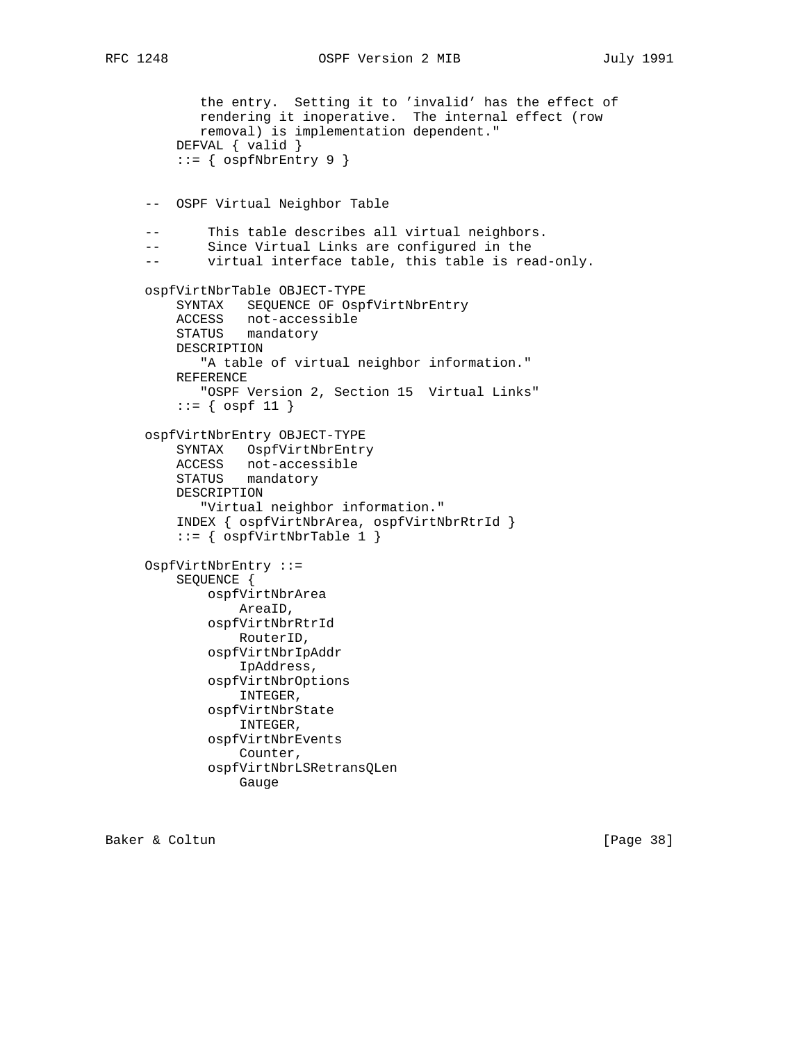```
           the entry.  Setting it to 'invalid' has the effect of
           rendering it inoperative.  The internal effect (row
           removal) is implementation dependent."
       DEFVAL { valid }
       ::= { ospfNbrEntry 9 }


   --  OSPF Virtual Neighbor Table

   --      This table describes all virtual neighbors.
   --      Since Virtual Links are configured in the
   --      virtual interface table, this table is read-only.

   ospfVirtNbrTable OBJECT-TYPE
       SYNTAX   SEQUENCE OF OspfVirtNbrEntry
       ACCESS   not-accessible
       STATUS   mandatory
       DESCRIPTION
          "A table of virtual neighbor information."
       REFERENCE
          "OSPF Version 2, Section 15  Virtual Links"
       ::= { ospf 11 }

   ospfVirtNbrEntry OBJECT-TYPE
       SYNTAX   OspfVirtNbrEntry
       ACCESS   not-accessible
       STATUS   mandatory
       DESCRIPTION
          "Virtual neighbor information."
       INDEX { ospfVirtNbrArea, ospfVirtNbrRtrId }
       ::= { ospfVirtNbrTable 1 }

   OspfVirtNbrEntry ::=
       SEQUENCE {
           ospfVirtNbrArea
               AreaID,
           ospfVirtNbrRtrId
               RouterID,
           ospfVirtNbrIpAddr
               IpAddress,
           ospfVirtNbrOptions
               INTEGER,
           ospfVirtNbrState
               INTEGER,
           ospfVirtNbrEvents
               Counter,
           ospfVirtNbrLSRetransQLen
               Gauge
```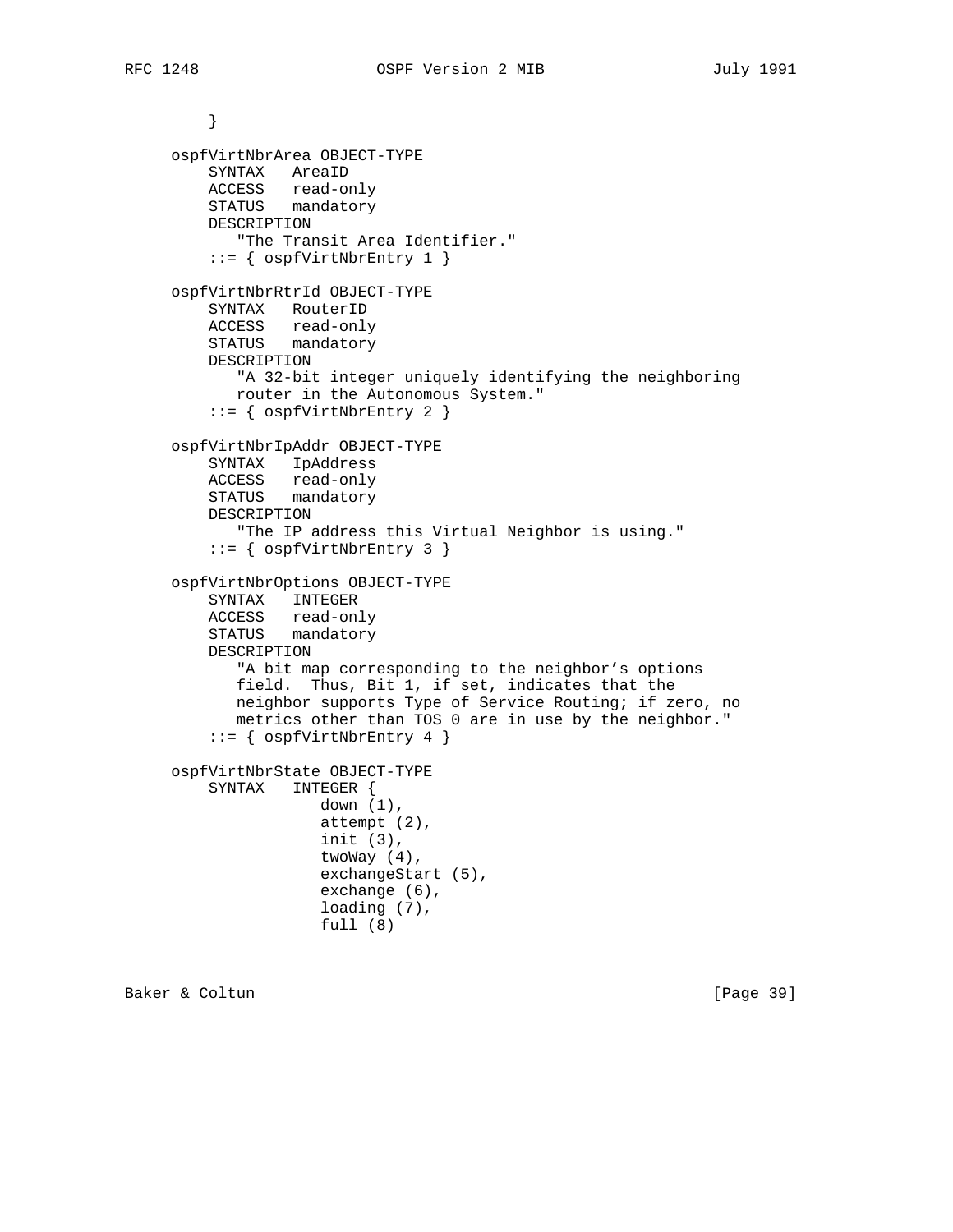```
         }

     ospfVirtNbrArea OBJECT-TYPE
         SYNTAX   AreaID
         ACCESS   read-only
         STATUS   mandatory
         DESCRIPTION
            "The Transit Area Identifier."
         ::= { ospfVirtNbrEntry 1 }

     ospfVirtNbrRtrId OBJECT-TYPE
         SYNTAX   RouterID
         ACCESS   read-only
         STATUS   mandatory
         DESCRIPTION
            "A 32-bit integer uniquely identifying the neighboring
            router in the Autonomous System."
         ::= { ospfVirtNbrEntry 2 }

     ospfVirtNbrIpAddr OBJECT-TYPE
         SYNTAX   IpAddress
         ACCESS   read-only
         STATUS   mandatory
         DESCRIPTION
            "The IP address this Virtual Neighbor is using."
         ::= { ospfVirtNbrEntry 3 }

     ospfVirtNbrOptions OBJECT-TYPE
         SYNTAX   INTEGER
         ACCESS   read-only
         STATUS   mandatory
         DESCRIPTION
            "A bit map corresponding to the neighbor's options
            field.  Thus, Bit 1, if set, indicates that the
            neighbor supports Type of Service Routing; if zero, no
            metrics other than TOS 0 are in use by the neighbor."
         ::= { ospfVirtNbrEntry 4 }

     ospfVirtNbrState OBJECT-TYPE
         SYNTAX   INTEGER {
                     down (1),
                     attempt (2),
                     init (3),
                     twoWay (4),
                     exchangeStart (5),
                     exchange (6),
                     loading (7),
                     full (8)
```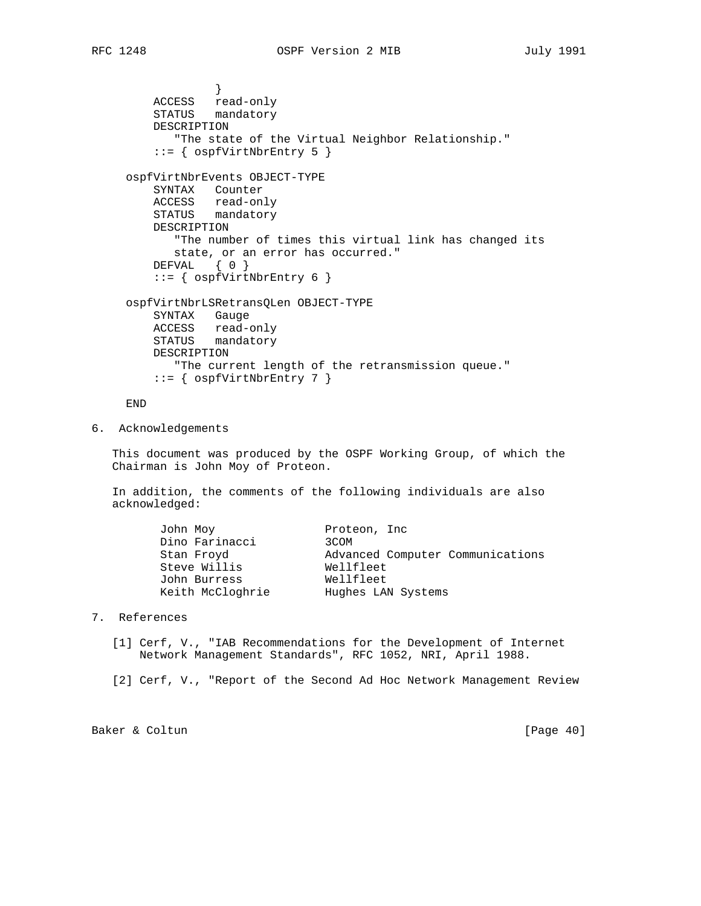```
                  }
        ACCESS   read-only
        STATUS   mandatory
        DESCRIPTION
           "The state of the Virtual Neighbor Relationship."
        ::= { ospfVirtNbrEntry 5 }

    ospfVirtNbrEvents OBJECT-TYPE
        SYNTAX   Counter
        ACCESS   read-only
        STATUS   mandatory
        DESCRIPTION
           "The number of times this virtual link has changed its
           state, or an error has occurred."
        DEFVAL   { 0 }
        ::= { ospfVirtNbrEntry 6 }

    ospfVirtNbrLSRetransQLen OBJECT-TYPE
        SYNTAX   Gauge
        ACCESS   read-only
        STATUS   mandatory
        DESCRIPTION
           "The current length of the retransmission queue."
        ::= { ospfVirtNbrEntry 7 }

    END
```

## 6. Acknowledgements

This document was produced by the OSPF Working Group, of which the Chairman is John Moy of Proteon.

In addition, the comments of the following individuals are also acknowledged:

```
     John Moy               Proteon, Inc
     Dino Farinacci         3COM
     Stan Froyd             Advanced Computer Communications
     Steve Willis           Wellfleet
     John Burress           Wellfleet
     Keith McCloghrie       Hughes LAN Systems
```

## 7. References

[1] Cerf, V., "IAB Recommendations for the Development of Internet Network Management Standards", RFC 1052, NRI, April 1988.

[2] Cerf, V., "Report of the Second Ad Hoc Network Management Review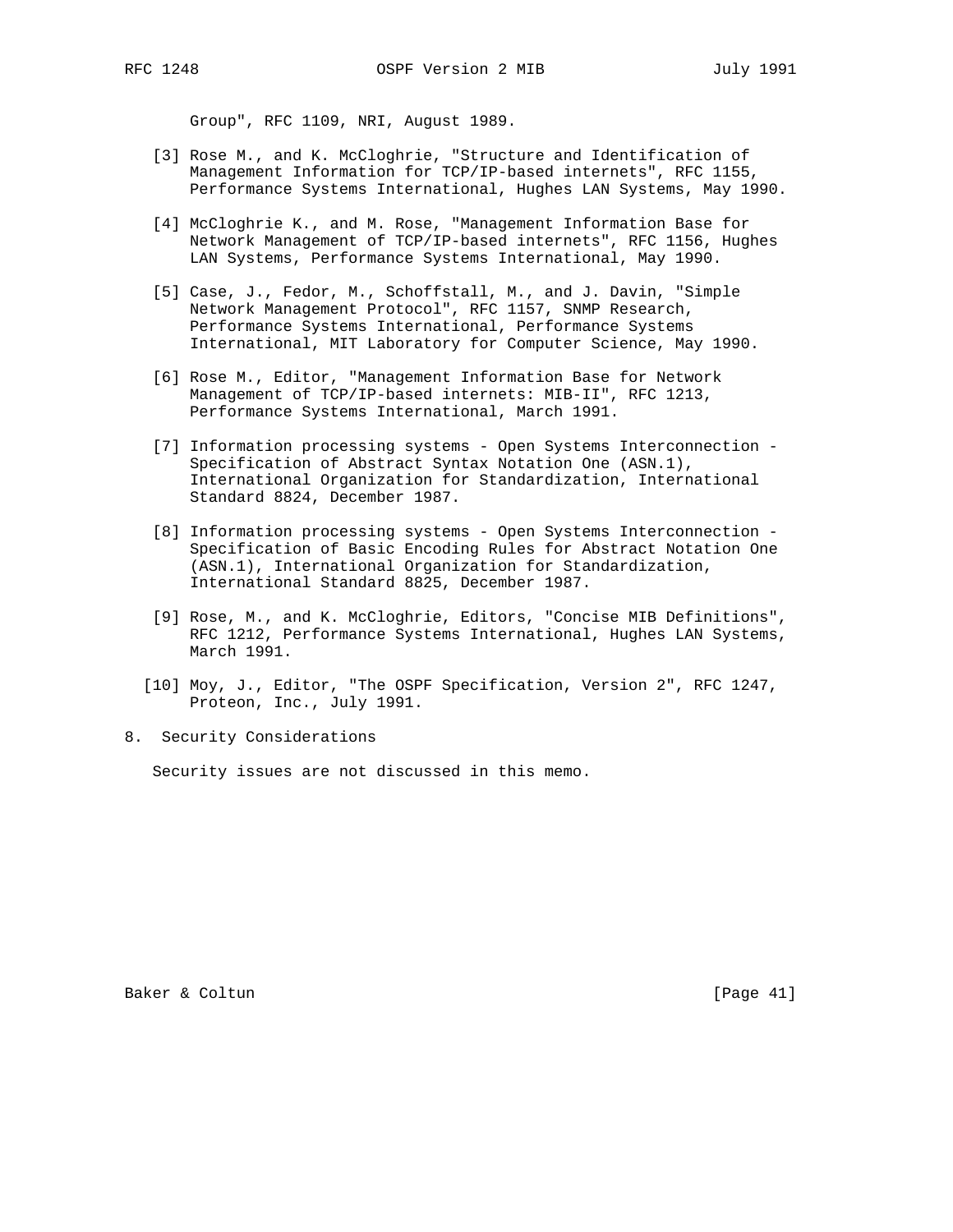Group", RFC 1109, NRI, August 1989.

[3] Rose M., and K. McCloghrie, "Structure and Identification of Management Information for TCP/IP-based internets", RFC 1155, Performance Systems International, Hughes LAN Systems, May 1990.

[4] McCloghrie K., and M. Rose, "Management Information Base for Network Management of TCP/IP-based internets", RFC 1156, Hughes LAN Systems, Performance Systems International, May 1990.

[5] Case, J., Fedor, M., Schoffstall, M., and J. Davin, "Simple Network Management Protocol", RFC 1157, SNMP Research, Performance Systems International, Performance Systems International, MIT Laboratory for Computer Science, May 1990.

[6] Rose M., Editor, "Management Information Base for Network Management of TCP/IP-based internets: MIB-II", RFC 1213, Performance Systems International, March 1991.

[7] Information processing systems - Open Systems Interconnection - Specification of Abstract Syntax Notation One (ASN.1), International Organization for Standardization, International Standard 8824, December 1987.

[8] Information processing systems - Open Systems Interconnection - Specification of Basic Encoding Rules for Abstract Notation One (ASN.1), International Organization for Standardization, International Standard 8825, December 1987.

[9] Rose, M., and K. McCloghrie, Editors, "Concise MIB Definitions", RFC 1212, Performance Systems International, Hughes LAN Systems, March 1991.

[10] Moy, J., Editor, "The OSPF Specification, Version 2", RFC 1247, Proteon, Inc., July 1991.

## 8. Security Considerations

Security issues are not discussed in this memo.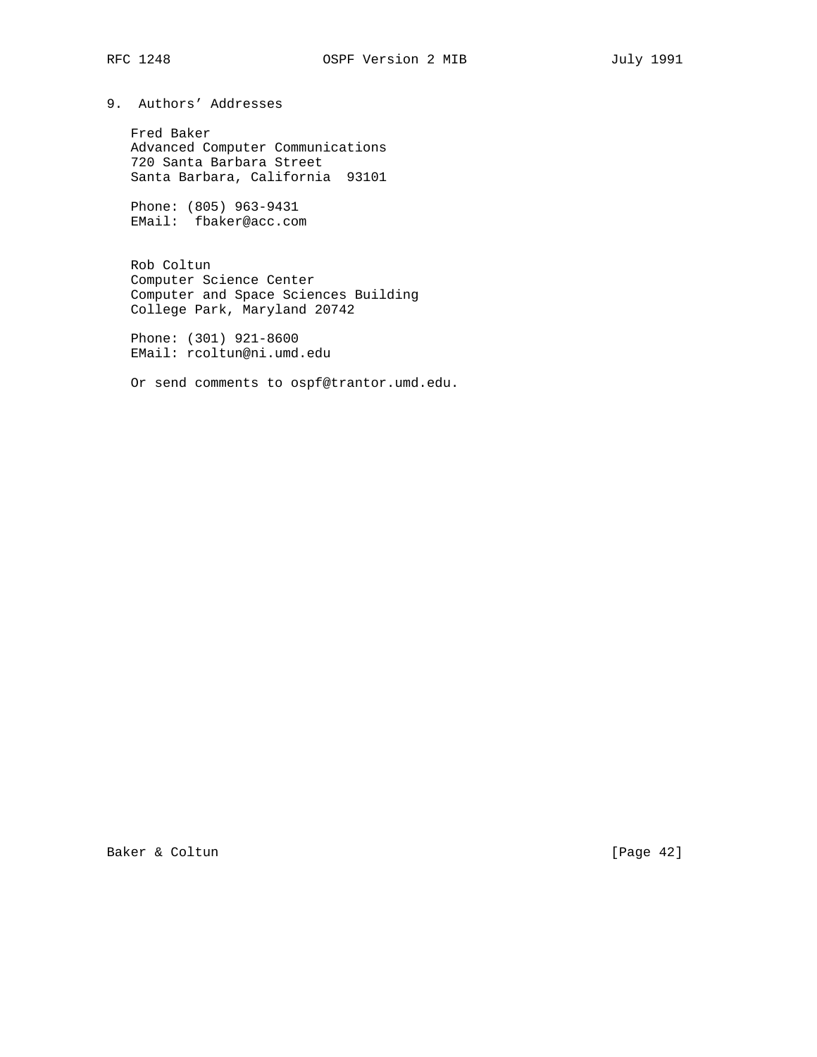## 9. Authors' Addresses

Fred Baker
Advanced Computer Communications
720 Santa Barbara Street
Santa Barbara, California 93101

Phone: (805) 963-9431
EMail: fbaker@acc.com

Rob Coltun
Computer Science Center
Computer and Space Sciences Building
College Park, Maryland 20742

Phone: (301) 921-8600
EMail: rcoltun@ni.umd.edu

Or send comments to ospf@trantor.umd.edu.